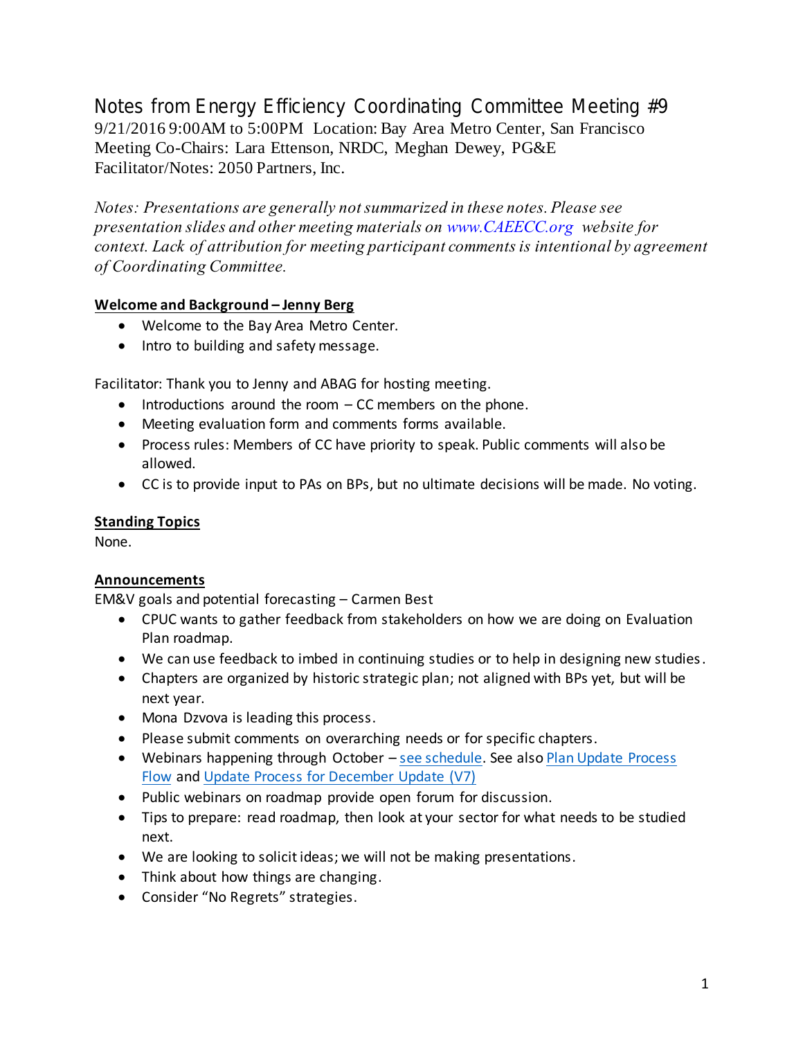# Notes from Energy Efficiency Coordinating Committee Meeting #9

9/21/2016 9:00AM to 5:00PM Location: Bay Area Metro Center, San Francisco
Meeting Co-Chairs: Lara Ettenson, NRDC, Meghan Dewey, PG&E
Facilitator/Notes: 2050 Partners, Inc.

*Notes: Presentations are generally not summarized in these notes. Please see presentation slides and other meeting materials on www.CAEECC.org website for context. Lack of attribution for meeting participant comments is intentional by agreement of Coordinating Committee.*

**Welcome and Background – Jenny Berg**

- Welcome to the Bay Area Metro Center.
- Intro to building and safety message.

Facilitator: Thank you to Jenny and ABAG for hosting meeting.

- Introductions around the room – CC members on the phone.
- Meeting evaluation form and comments forms available.
- Process rules: Members of CC have priority to speak. Public comments will also be allowed.
- CC is to provide input to PAs on BPs, but no ultimate decisions will be made. No voting.

**Standing Topics**

None.

**Announcements**

EM&V goals and potential forecasting – Carmen Best

- CPUC wants to gather feedback from stakeholders on how we are doing on Evaluation Plan roadmap.
- We can use feedback to imbed in continuing studies or to help in designing new studies.
- Chapters are organized by historic strategic plan; not aligned with BPs yet, but will be next year.
- Mona Dzvova is leading this process.
- Please submit comments on overarching needs or for specific chapters.
- Webinars happening through October – see schedule. See also Plan Update Process Flow and Update Process for December Update (V7)
- Public webinars on roadmap provide open forum for discussion.
- Tips to prepare: read roadmap, then look at your sector for what needs to be studied next.
- We are looking to solicit ideas; we will not be making presentations.
- Think about how things are changing.
- Consider "No Regrets" strategies.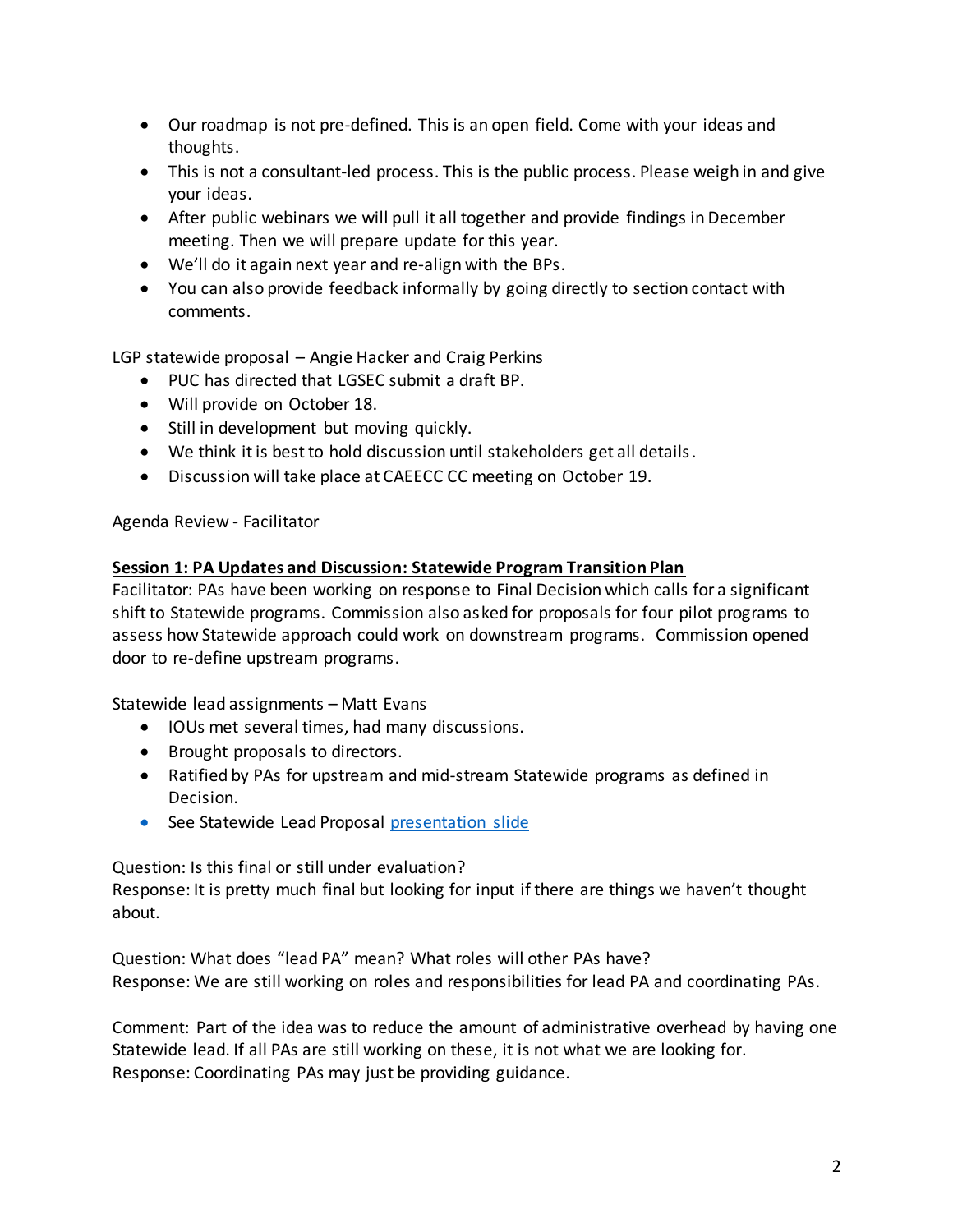- Our roadmap is not pre-defined. This is an open field. Come with your ideas and thoughts.
- This is not a consultant-led process. This is the public process. Please weigh in and give your ideas.
- After public webinars we will pull it all together and provide findings in December meeting. Then we will prepare update for this year.
- We'll do it again next year and re-align with the BPs.
- You can also provide feedback informally by going directly to section contact with comments.

LGP statewide proposal – Angie Hacker and Craig Perkins

- PUC has directed that LGSEC submit a draft BP.
- Will provide on October 18.
- Still in development but moving quickly.
- We think it is best to hold discussion until stakeholders get all details.
- Discussion will take place at CAEECC CC meeting on October 19.

Agenda Review - Facilitator

**Session 1: PA Updates and Discussion: Statewide Program Transition Plan**

Facilitator: PAs have been working on response to Final Decision which calls for a significant shift to Statewide programs. Commission also asked for proposals for four pilot programs to assess how Statewide approach could work on downstream programs. Commission opened door to re-define upstream programs.

Statewide lead assignments – Matt Evans

- IOUs met several times, had many discussions.
- Brought proposals to directors.
- Ratified by PAs for upstream and mid-stream Statewide programs as defined in Decision.
- See Statewide Lead Proposal presentation slide

Question: Is this final or still under evaluation?
Response: It is pretty much final but looking for input if there are things we haven't thought about.

Question: What does "lead PA" mean? What roles will other PAs have?
Response: We are still working on roles and responsibilities for lead PA and coordinating PAs.

Comment: Part of the idea was to reduce the amount of administrative overhead by having one Statewide lead. If all PAs are still working on these, it is not what we are looking for.
Response: Coordinating PAs may just be providing guidance.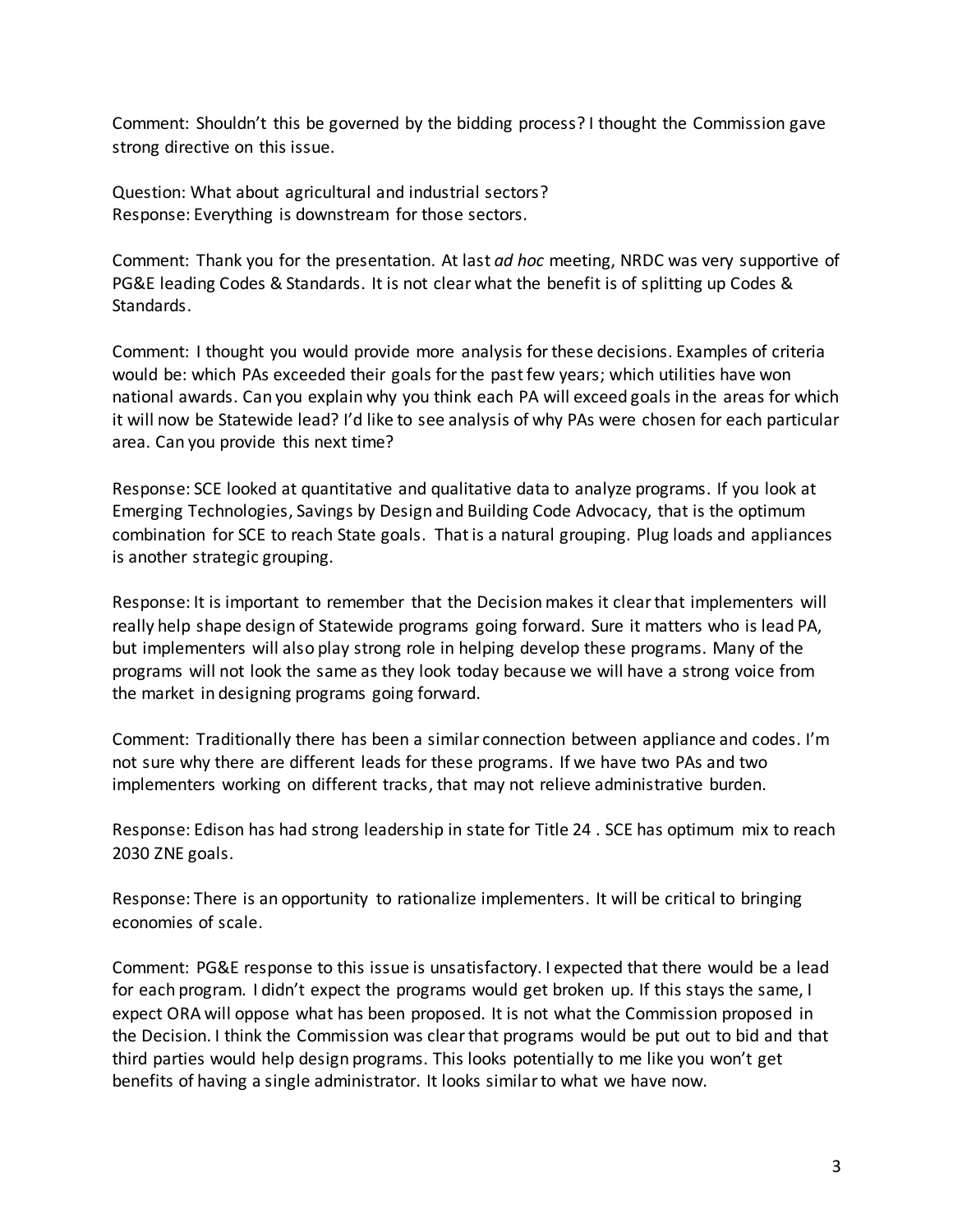Comment: Shouldn't this be governed by the bidding process? I thought the Commission gave strong directive on this issue.

Question: What about agricultural and industrial sectors?
Response: Everything is downstream for those sectors.

Comment: Thank you for the presentation. At last *ad hoc* meeting, NRDC was very supportive of PG&E leading Codes & Standards. It is not clear what the benefit is of splitting up Codes & Standards.

Comment: I thought you would provide more analysis for these decisions. Examples of criteria would be: which PAs exceeded their goals for the past few years; which utilities have won national awards. Can you explain why you think each PA will exceed goals in the areas for which it will now be Statewide lead? I'd like to see analysis of why PAs were chosen for each particular area. Can you provide this next time?

Response: SCE looked at quantitative and qualitative data to analyze programs. If you look at Emerging Technologies, Savings by Design and Building Code Advocacy, that is the optimum combination for SCE to reach State goals. That is a natural grouping. Plug loads and appliances is another strategic grouping.

Response: It is important to remember that the Decision makes it clear that implementers will really help shape design of Statewide programs going forward. Sure it matters who is lead PA, but implementers will also play strong role in helping develop these programs. Many of the programs will not look the same as they look today because we will have a strong voice from the market in designing programs going forward.

Comment: Traditionally there has been a similar connection between appliance and codes. I'm not sure why there are different leads for these programs. If we have two PAs and two implementers working on different tracks, that may not relieve administrative burden.

Response: Edison has had strong leadership in state for Title 24 . SCE has optimum mix to reach 2030 ZNE goals.

Response: There is an opportunity to rationalize implementers. It will be critical to bringing economies of scale.

Comment: PG&E response to this issue is unsatisfactory. I expected that there would be a lead for each program. I didn't expect the programs would get broken up. If this stays the same, I expect ORA will oppose what has been proposed. It is not what the Commission proposed in the Decision. I think the Commission was clear that programs would be put out to bid and that third parties would help design programs. This looks potentially to me like you won't get benefits of having a single administrator. It looks similar to what we have now.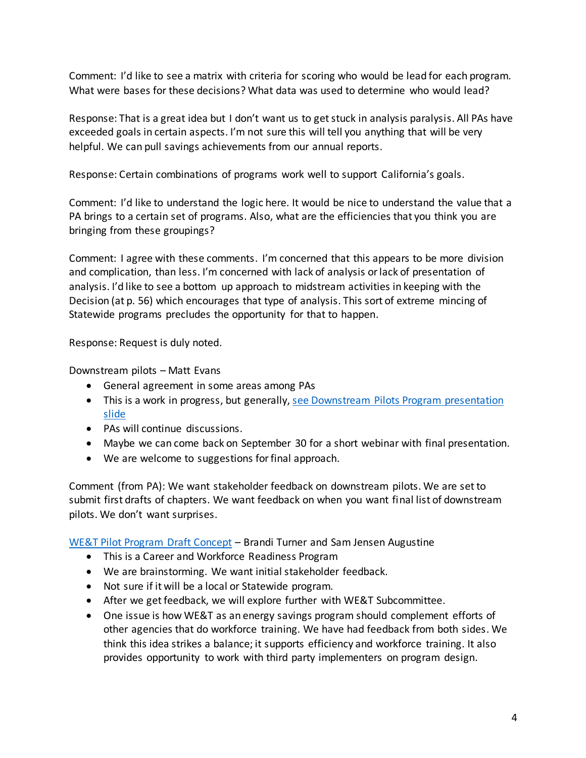Comment: I'd like to see a matrix with criteria for scoring who would be lead for each program. What were bases for these decisions? What data was used to determine who would lead?

Response: That is a great idea but I don't want us to get stuck in analysis paralysis. All PAs have exceeded goals in certain aspects. I'm not sure this will tell you anything that will be very helpful. We can pull savings achievements from our annual reports.

Response: Certain combinations of programs work well to support California's goals.

Comment: I'd like to understand the logic here. It would be nice to understand the value that a PA brings to a certain set of programs. Also, what are the efficiencies that you think you are bringing from these groupings?

Comment: I agree with these comments. I'm concerned that this appears to be more division and complication, than less. I'm concerned with lack of analysis or lack of presentation of analysis. I'd like to see a bottom up approach to midstream activities in keeping with the Decision (at p. 56) which encourages that type of analysis. This sort of extreme mincing of Statewide programs precludes the opportunity for that to happen.

Response: Request is duly noted.

Downstream pilots – Matt Evans

- General agreement in some areas among PAs
- This is a work in progress, but generally, see Downstream Pilots Program presentation slide
- PAs will continue discussions.
- Maybe we can come back on September 30 for a short webinar with final presentation.
- We are welcome to suggestions for final approach.

Comment (from PA): We want stakeholder feedback on downstream pilots. We are set to submit first drafts of chapters. We want feedback on when you want final list of downstream pilots. We don't want surprises.

WE&T Pilot Program Draft Concept – Brandi Turner and Sam Jensen Augustine

- This is a Career and Workforce Readiness Program
- We are brainstorming. We want initial stakeholder feedback.
- Not sure if it will be a local or Statewide program.
- After we get feedback, we will explore further with WE&T Subcommittee.
- One issue is how WE&T as an energy savings program should complement efforts of other agencies that do workforce training. We have had feedback from both sides. We think this idea strikes a balance; it supports efficiency and workforce training. It also provides opportunity to work with third party implementers on program design.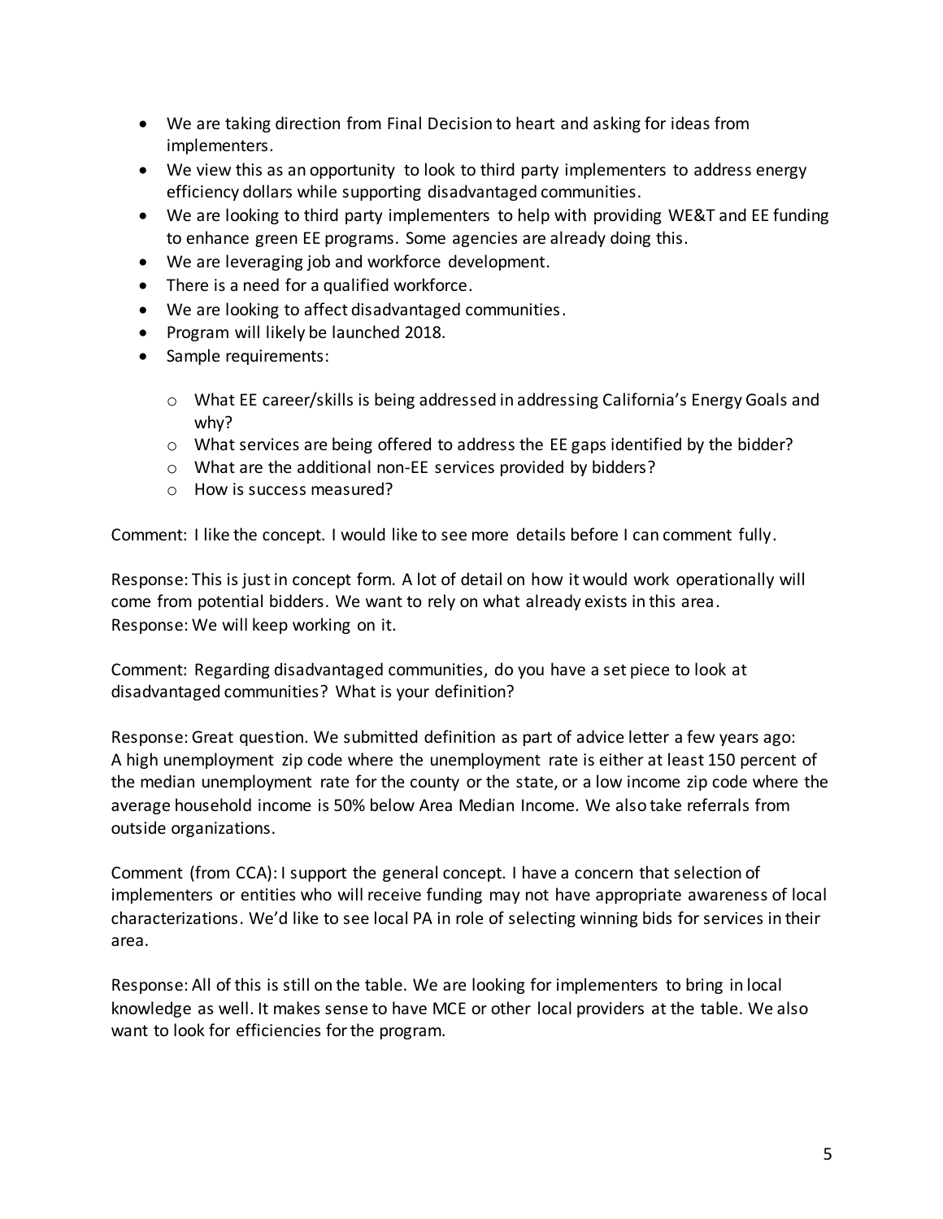- We are taking direction from Final Decision to heart and asking for ideas from implementers.
- We view this as an opportunity to look to third party implementers to address energy efficiency dollars while supporting disadvantaged communities.
- We are looking to third party implementers to help with providing WE&T and EE funding to enhance green EE programs. Some agencies are already doing this.
- We are leveraging job and workforce development.
- There is a need for a qualified workforce.
- We are looking to affect disadvantaged communities.
- Program will likely be launched 2018.
- Sample requirements:
  - What EE career/skills is being addressed in addressing California's Energy Goals and why?
  - What services are being offered to address the EE gaps identified by the bidder?
  - What are the additional non-EE services provided by bidders?
  - How is success measured?

Comment: I like the concept. I would like to see more details before I can comment fully.

Response: This is just in concept form. A lot of detail on how it would work operationally will come from potential bidders. We want to rely on what already exists in this area.
Response: We will keep working on it.

Comment: Regarding disadvantaged communities, do you have a set piece to look at disadvantaged communities? What is your definition?

Response: Great question. We submitted definition as part of advice letter a few years ago: A high unemployment zip code where the unemployment rate is either at least 150 percent of the median unemployment rate for the county or the state, or a low income zip code where the average household income is 50% below Area Median Income. We also take referrals from outside organizations.

Comment (from CCA): I support the general concept. I have a concern that selection of implementers or entities who will receive funding may not have appropriate awareness of local characterizations. We'd like to see local PA in role of selecting winning bids for services in their area.

Response: All of this is still on the table. We are looking for implementers to bring in local knowledge as well. It makes sense to have MCE or other local providers at the table. We also want to look for efficiencies for the program.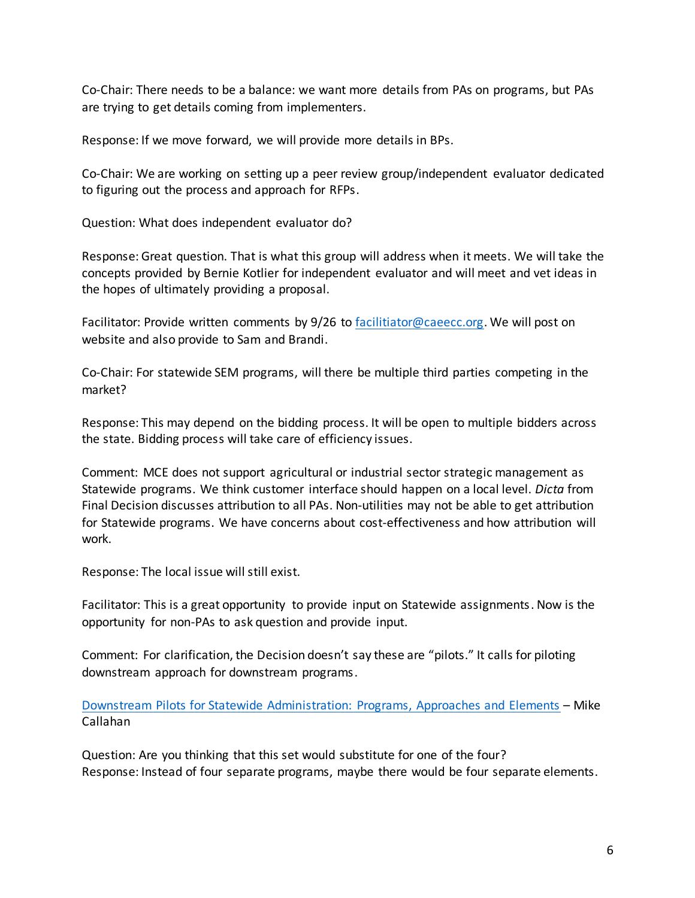Co-Chair: There needs to be a balance: we want more details from PAs on programs, but PAs are trying to get details coming from implementers.

Response: If we move forward, we will provide more details in BPs.

Co-Chair: We are working on setting up a peer review group/independent evaluator dedicated to figuring out the process and approach for RFPs.

Question: What does independent evaluator do?

Response: Great question. That is what this group will address when it meets. We will take the concepts provided by Bernie Kotlier for independent evaluator and will meet and vet ideas in the hopes of ultimately providing a proposal.

Facilitator: Provide written comments by 9/26 to [facilitiator@caeecc.org](mailto:facilitiator@caeecc.org). We will post on website and also provide to Sam and Brandi.

Co-Chair: For statewide SEM programs, will there be multiple third parties competing in the market?

Response: This may depend on the bidding process. It will be open to multiple bidders across the state. Bidding process will take care of efficiency issues.

Comment: MCE does not support agricultural or industrial sector strategic management as Statewide programs. We think customer interface should happen on a local level. *Dicta* from Final Decision discusses attribution to all PAs. Non-utilities may not be able to get attribution for Statewide programs. We have concerns about cost-effectiveness and how attribution will work.

Response: The local issue will still exist.

Facilitator: This is a great opportunity to provide input on Statewide assignments. Now is the opportunity for non-PAs to ask question and provide input.

Comment: For clarification, the Decision doesn't say these are "pilots." It calls for piloting downstream approach for downstream programs.

[Downstream Pilots for Statewide Administration: Programs, Approaches and Elements]() – Mike Callahan

Question: Are you thinking that this set would substitute for one of the four?
Response: Instead of four separate programs, maybe there would be four separate elements.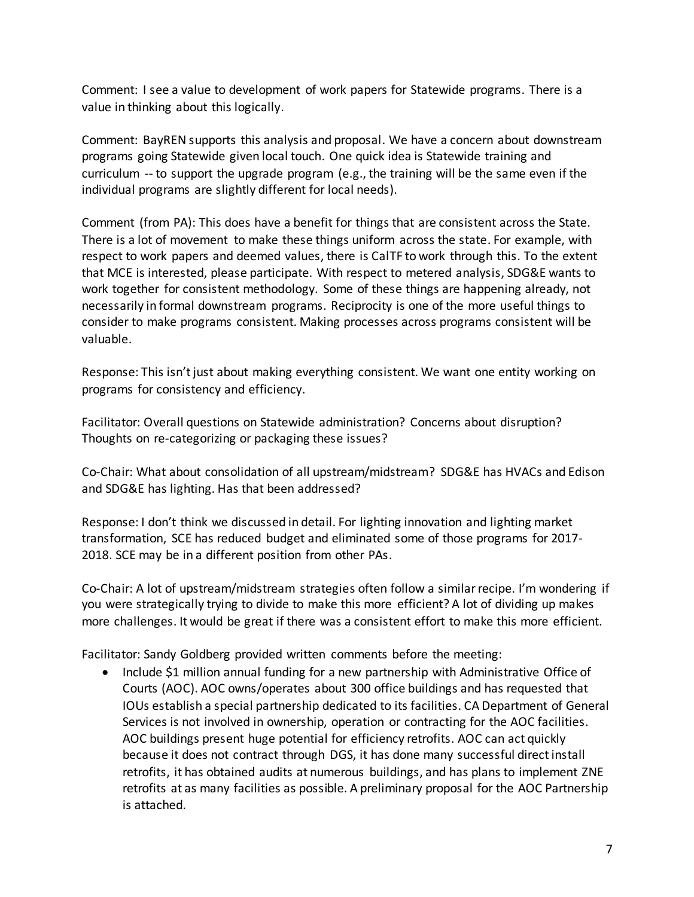Comment: I see a value to development of work papers for Statewide programs. There is a value in thinking about this logically.

Comment: BayREN supports this analysis and proposal. We have a concern about downstream programs going Statewide given local touch. One quick idea is Statewide training and curriculum -- to support the upgrade program (e.g., the training will be the same even if the individual programs are slightly different for local needs).

Comment (from PA): This does have a benefit for things that are consistent across the State. There is a lot of movement to make these things uniform across the state. For example, with respect to work papers and deemed values, there is CalTF to work through this. To the extent that MCE is interested, please participate. With respect to metered analysis, SDG&E wants to work together for consistent methodology. Some of these things are happening already, not necessarily in formal downstream programs. Reciprocity is one of the more useful things to consider to make programs consistent. Making processes across programs consistent will be valuable.

Response: This isn't just about making everything consistent. We want one entity working on programs for consistency and efficiency.

Facilitator: Overall questions on Statewide administration? Concerns about disruption? Thoughts on re-categorizing or packaging these issues?

Co-Chair: What about consolidation of all upstream/midstream? SDG&E has HVACs and Edison and SDG&E has lighting. Has that been addressed?

Response: I don't think we discussed in detail. For lighting innovation and lighting market transformation, SCE has reduced budget and eliminated some of those programs for 2017-2018. SCE may be in a different position from other PAs.

Co-Chair: A lot of upstream/midstream strategies often follow a similar recipe. I'm wondering if you were strategically trying to divide to make this more efficient? A lot of dividing up makes more challenges. It would be great if there was a consistent effort to make this more efficient.

Facilitator: Sandy Goldberg provided written comments before the meeting:

- Include $1 million annual funding for a new partnership with Administrative Office of Courts (AOC). AOC owns/operates about 300 office buildings and has requested that IOUs establish a special partnership dedicated to its facilities. CA Department of General Services is not involved in ownership, operation or contracting for the AOC facilities. AOC buildings present huge potential for efficiency retrofits. AOC can act quickly because it does not contract through DGS, it has done many successful direct install retrofits, it has obtained audits at numerous buildings, and has plans to implement ZNE retrofits at as many facilities as possible. A preliminary proposal for the AOC Partnership is attached.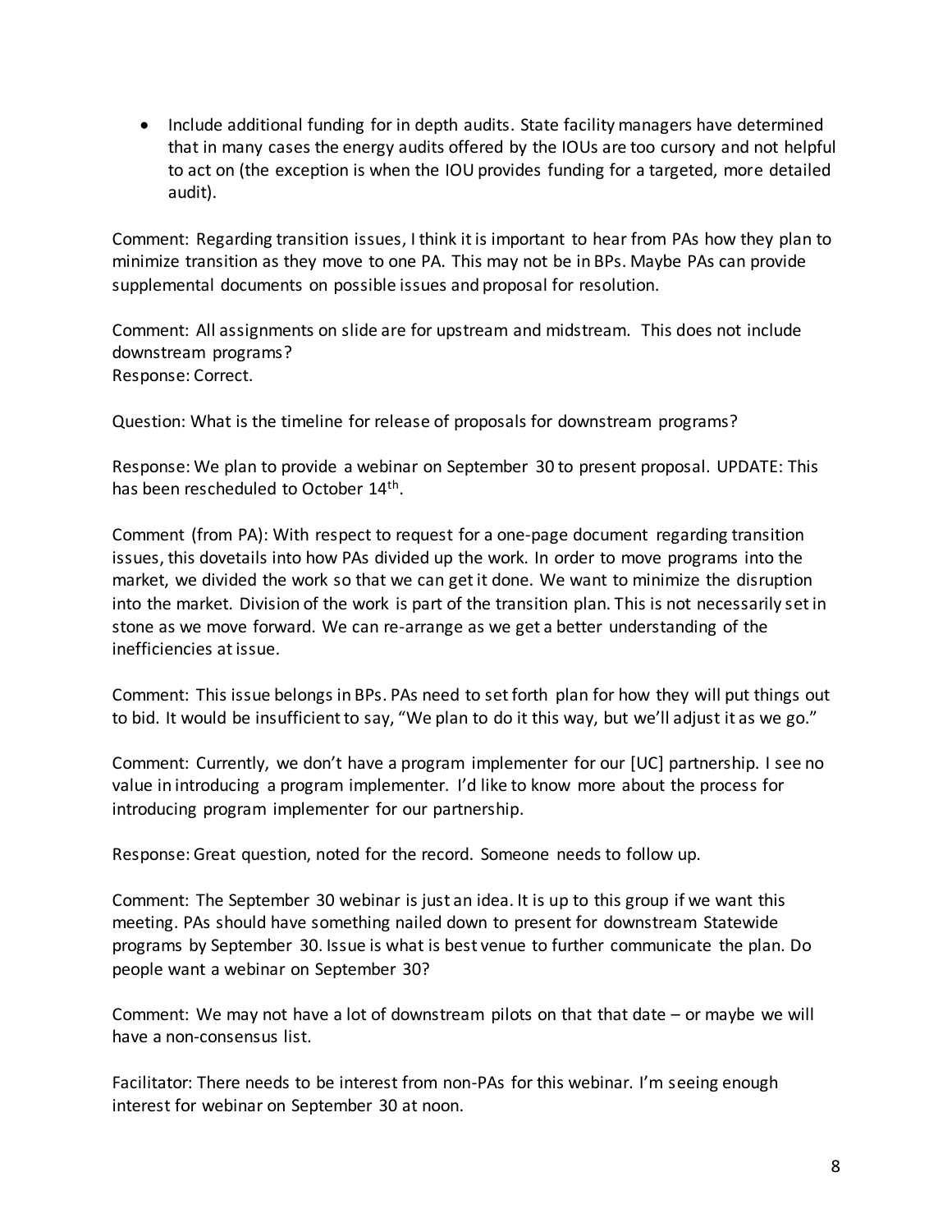- Include additional funding for in depth audits. State facility managers have determined that in many cases the energy audits offered by the IOUs are too cursory and not helpful to act on (the exception is when the IOU provides funding for a targeted, more detailed audit).

Comment: Regarding transition issues, I think it is important to hear from PAs how they plan to minimize transition as they move to one PA. This may not be in BPs. Maybe PAs can provide supplemental documents on possible issues and proposal for resolution.

Comment: All assignments on slide are for upstream and midstream. This does not include downstream programs?
Response: Correct.

Question: What is the timeline for release of proposals for downstream programs?

Response: We plan to provide a webinar on September 30 to present proposal. UPDATE: This has been rescheduled to October 14th.

Comment (from PA): With respect to request for a one-page document regarding transition issues, this dovetails into how PAs divided up the work. In order to move programs into the market, we divided the work so that we can get it done. We want to minimize the disruption into the market. Division of the work is part of the transition plan. This is not necessarily set in stone as we move forward. We can re-arrange as we get a better understanding of the inefficiencies at issue.

Comment: This issue belongs in BPs. PAs need to set forth plan for how they will put things out to bid. It would be insufficient to say, "We plan to do it this way, but we'll adjust it as we go."

Comment: Currently, we don't have a program implementer for our [UC] partnership. I see no value in introducing a program implementer. I'd like to know more about the process for introducing program implementer for our partnership.

Response: Great question, noted for the record. Someone needs to follow up.

Comment: The September 30 webinar is just an idea. It is up to this group if we want this meeting. PAs should have something nailed down to present for downstream Statewide programs by September 30. Issue is what is best venue to further communicate the plan. Do people want a webinar on September 30?

Comment: We may not have a lot of downstream pilots on that that date – or maybe we will have a non-consensus list.

Facilitator: There needs to be interest from non-PAs for this webinar. I'm seeing enough interest for webinar on September 30 at noon.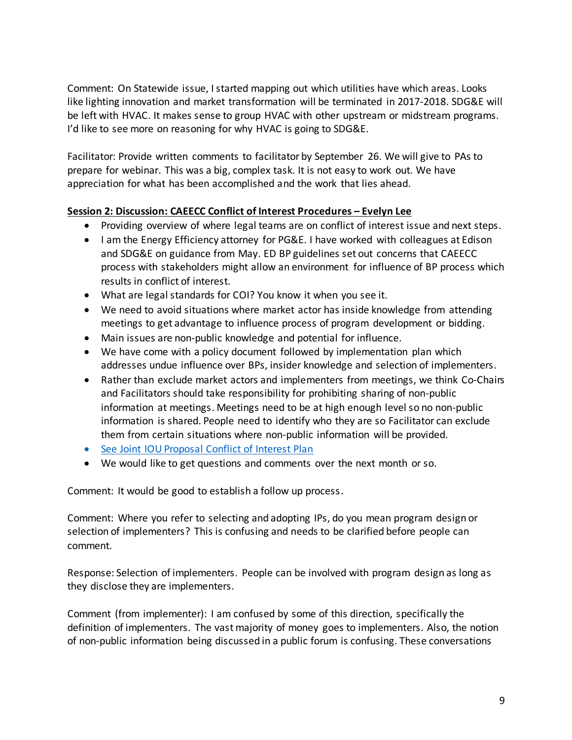Comment: On Statewide issue, I started mapping out which utilities have which areas. Looks like lighting innovation and market transformation will be terminated in 2017-2018. SDG&E will be left with HVAC. It makes sense to group HVAC with other upstream or midstream programs. I'd like to see more on reasoning for why HVAC is going to SDG&E.

Facilitator: Provide written comments to facilitator by September 26. We will give to PAs to prepare for webinar. This was a big, complex task. It is not easy to work out. We have appreciation for what has been accomplished and the work that lies ahead.

**Session 2: Discussion: CAEECC Conflict of Interest Procedures – Evelyn Lee**

- Providing overview of where legal teams are on conflict of interest issue and next steps.
- I am the Energy Efficiency attorney for PG&E. I have worked with colleagues at Edison and SDG&E on guidance from May. ED BP guidelines set out concerns that CAEECC process with stakeholders might allow an environment for influence of BP process which results in conflict of interest.
- What are legal standards for COI? You know it when you see it.
- We need to avoid situations where market actor has inside knowledge from attending meetings to get advantage to influence process of program development or bidding.
- Main issues are non-public knowledge and potential for influence.
- We have come with a policy document followed by implementation plan which addresses undue influence over BPs, insider knowledge and selection of implementers.
- Rather than exclude market actors and implementers from meetings, we think Co-Chairs and Facilitators should take responsibility for prohibiting sharing of non-public information at meetings. Meetings need to be at high enough level so no non-public information is shared. People need to identify who they are so Facilitator can exclude them from certain situations where non-public information will be provided.
- See Joint IOU Proposal Conflict of Interest Plan
- We would like to get questions and comments over the next month or so.

Comment: It would be good to establish a follow up process.

Comment: Where you refer to selecting and adopting IPs, do you mean program design or selection of implementers? This is confusing and needs to be clarified before people can comment.

Response: Selection of implementers. People can be involved with program design as long as they disclose they are implementers.

Comment (from implementer): I am confused by some of this direction, specifically the definition of implementers. The vast majority of money goes to implementers. Also, the notion of non-public information being discussed in a public forum is confusing. These conversations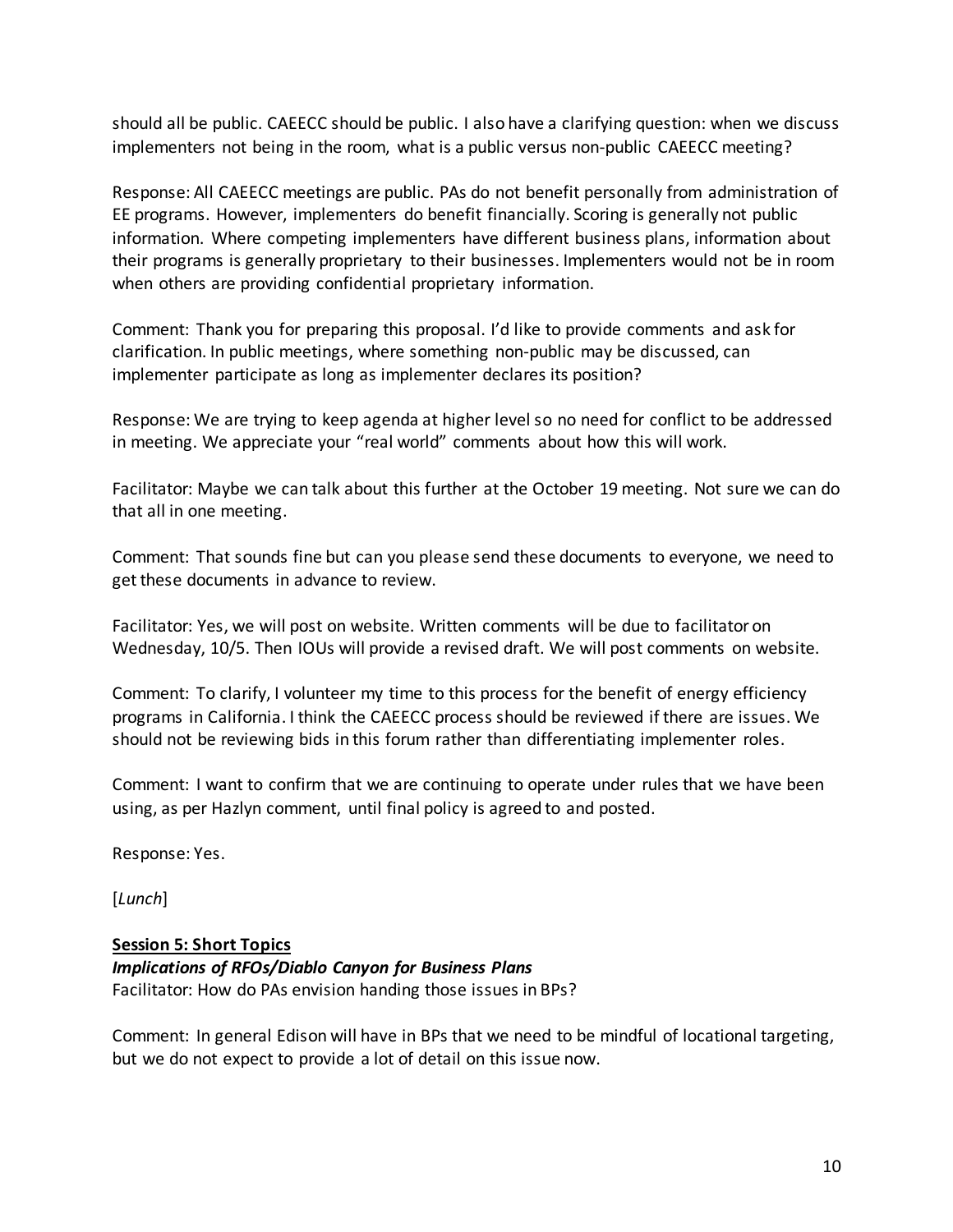should all be public. CAEECC should be public. I also have a clarifying question: when we discuss implementers not being in the room, what is a public versus non-public CAEECC meeting?

Response: All CAEECC meetings are public. PAs do not benefit personally from administration of EE programs. However, implementers do benefit financially. Scoring is generally not public information. Where competing implementers have different business plans, information about their programs is generally proprietary to their businesses. Implementers would not be in room when others are providing confidential proprietary information.

Comment: Thank you for preparing this proposal. I'd like to provide comments and ask for clarification. In public meetings, where something non-public may be discussed, can implementer participate as long as implementer declares its position?

Response: We are trying to keep agenda at higher level so no need for conflict to be addressed in meeting. We appreciate your "real world" comments about how this will work.

Facilitator: Maybe we can talk about this further at the October 19 meeting. Not sure we can do that all in one meeting.

Comment: That sounds fine but can you please send these documents to everyone, we need to get these documents in advance to review.

Facilitator: Yes, we will post on website. Written comments will be due to facilitator on Wednesday, 10/5. Then IOUs will provide a revised draft. We will post comments on website.

Comment: To clarify, I volunteer my time to this process for the benefit of energy efficiency programs in California. I think the CAEECC process should be reviewed if there are issues. We should not be reviewing bids in this forum rather than differentiating implementer roles.

Comment: I want to confirm that we are continuing to operate under rules that we have been using, as per Hazlyn comment, until final policy is agreed to and posted.

Response: Yes.

[*Lunch*]

**Session 5: Short Topics**

***Implications of RFOs/Diablo Canyon for Business Plans***

Facilitator: How do PAs envision handing those issues in BPs?

Comment: In general Edison will have in BPs that we need to be mindful of locational targeting, but we do not expect to provide a lot of detail on this issue now.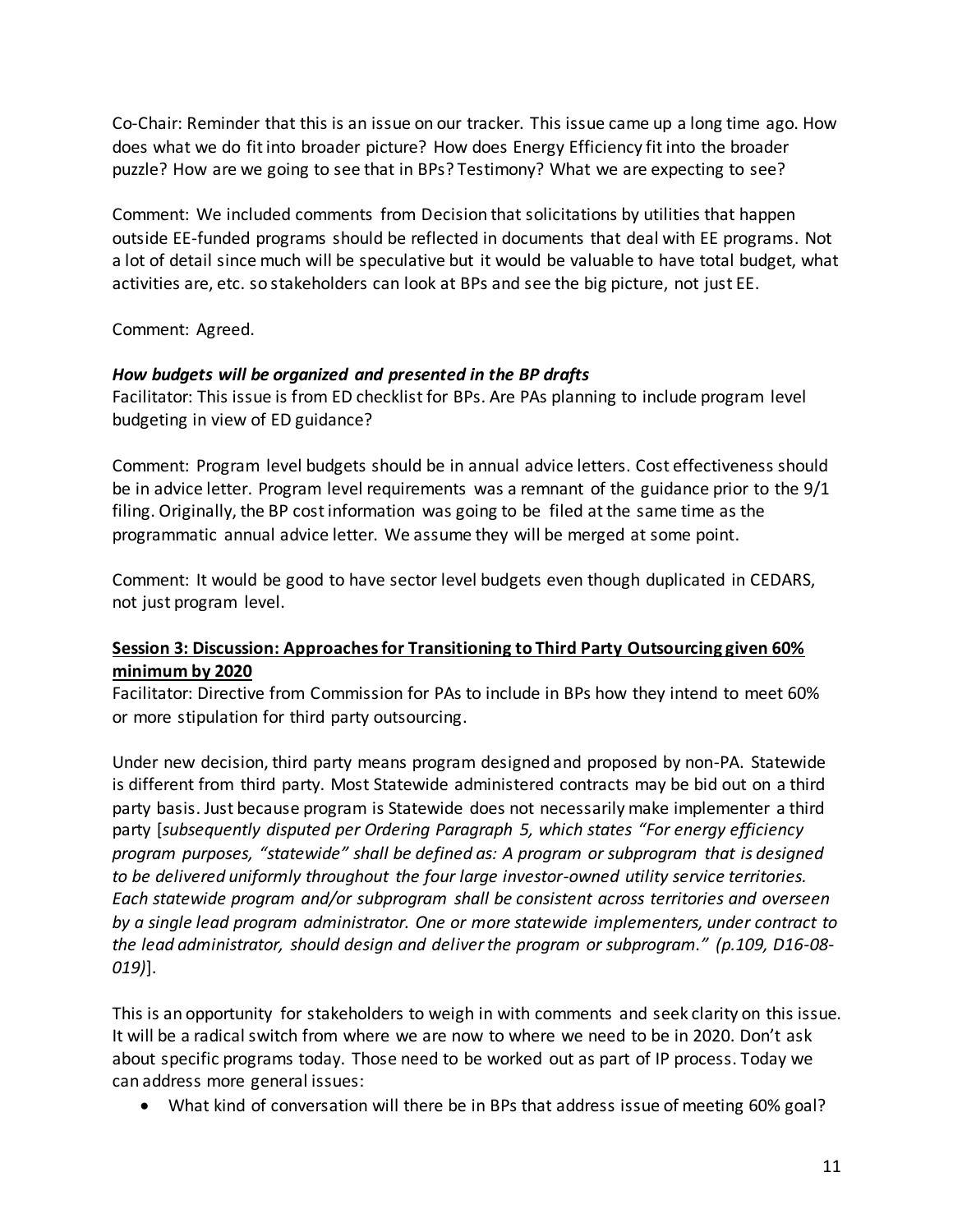Co-Chair: Reminder that this is an issue on our tracker. This issue came up a long time ago. How does what we do fit into broader picture? How does Energy Efficiency fit into the broader puzzle? How are we going to see that in BPs? Testimony? What we are expecting to see?

Comment: We included comments from Decision that solicitations by utilities that happen outside EE-funded programs should be reflected in documents that deal with EE programs. Not a lot of detail since much will be speculative but it would be valuable to have total budget, what activities are, etc. so stakeholders can look at BPs and see the big picture, not just EE.

Comment: Agreed.

***How budgets will be organized and presented in the BP drafts***

Facilitator: This issue is from ED checklist for BPs. Are PAs planning to include program level budgeting in view of ED guidance?

Comment: Program level budgets should be in annual advice letters. Cost effectiveness should be in advice letter. Program level requirements was a remnant of the guidance prior to the 9/1 filing. Originally, the BP cost information was going to be filed at the same time as the programmatic annual advice letter. We assume they will be merged at some point.

Comment: It would be good to have sector level budgets even though duplicated in CEDARS, not just program level.

**Session 3: Discussion: Approaches for Transitioning to Third Party Outsourcing given 60% minimum by 2020**

Facilitator: Directive from Commission for PAs to include in BPs how they intend to meet 60% or more stipulation for third party outsourcing.

Under new decision, third party means program designed and proposed by non-PA. Statewide is different from third party. Most Statewide administered contracts may be bid out on a third party basis. Just because program is Statewide does not necessarily make implementer a third party [*subsequently disputed per Ordering Paragraph 5, which states "For energy efficiency program purposes, "statewide" shall be defined as: A program or subprogram that is designed to be delivered uniformly throughout the four large investor-owned utility service territories. Each statewide program and/or subprogram shall be consistent across territories and overseen by a single lead program administrator. One or more statewide implementers, under contract to the lead administrator, should design and deliver the program or subprogram." (p.109, D16-08-019)*].

This is an opportunity for stakeholders to weigh in with comments and seek clarity on this issue. It will be a radical switch from where we are now to where we need to be in 2020. Don't ask about specific programs today. Those need to be worked out as part of IP process. Today we can address more general issues:

- What kind of conversation will there be in BPs that address issue of meeting 60% goal?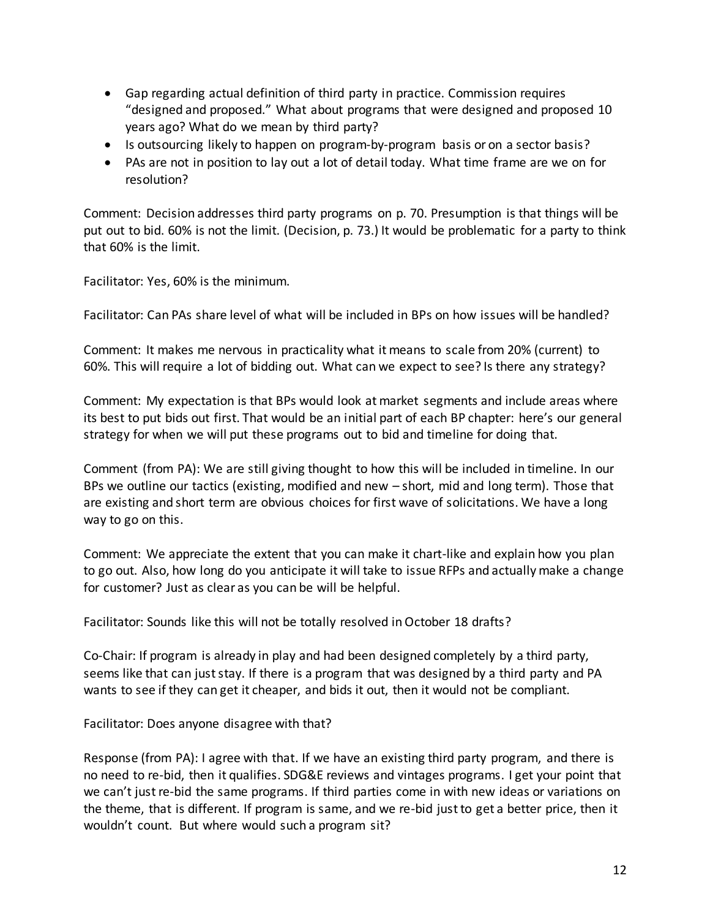- Gap regarding actual definition of third party in practice. Commission requires "designed and proposed." What about programs that were designed and proposed 10 years ago? What do we mean by third party?
- Is outsourcing likely to happen on program-by-program basis or on a sector basis?
- PAs are not in position to lay out a lot of detail today. What time frame are we on for resolution?

Comment: Decision addresses third party programs on p. 70. Presumption is that things will be put out to bid. 60% is not the limit. (Decision, p. 73.) It would be problematic for a party to think that 60% is the limit.

Facilitator: Yes, 60% is the minimum.

Facilitator: Can PAs share level of what will be included in BPs on how issues will be handled?

Comment: It makes me nervous in practicality what it means to scale from 20% (current) to 60%. This will require a lot of bidding out. What can we expect to see? Is there any strategy?

Comment: My expectation is that BPs would look at market segments and include areas where its best to put bids out first. That would be an initial part of each BP chapter: here's our general strategy for when we will put these programs out to bid and timeline for doing that.

Comment (from PA): We are still giving thought to how this will be included in timeline. In our BPs we outline our tactics (existing, modified and new – short, mid and long term). Those that are existing and short term are obvious choices for first wave of solicitations. We have a long way to go on this.

Comment: We appreciate the extent that you can make it chart-like and explain how you plan to go out. Also, how long do you anticipate it will take to issue RFPs and actually make a change for customer? Just as clear as you can be will be helpful.

Facilitator: Sounds like this will not be totally resolved in October 18 drafts?

Co-Chair: If program is already in play and had been designed completely by a third party, seems like that can just stay. If there is a program that was designed by a third party and PA wants to see if they can get it cheaper, and bids it out, then it would not be compliant.

Facilitator: Does anyone disagree with that?

Response (from PA): I agree with that. If we have an existing third party program, and there is no need to re-bid, then it qualifies. SDG&E reviews and vintages programs. I get your point that we can't just re-bid the same programs. If third parties come in with new ideas or variations on the theme, that is different. If program is same, and we re-bid just to get a better price, then it wouldn't count. But where would such a program sit?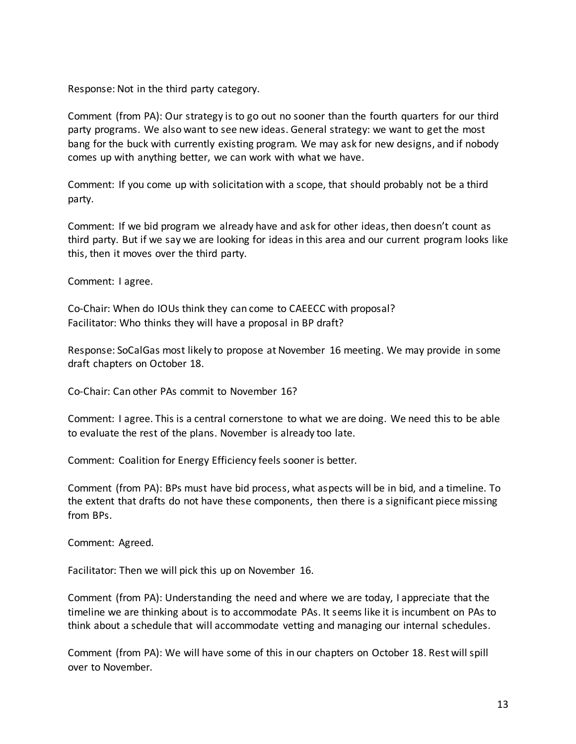Response: Not in the third party category.

Comment (from PA): Our strategy is to go out no sooner than the fourth quarters for our third party programs. We also want to see new ideas. General strategy: we want to get the most bang for the buck with currently existing program. We may ask for new designs, and if nobody comes up with anything better, we can work with what we have.

Comment: If you come up with solicitation with a scope, that should probably not be a third party.

Comment: If we bid program we already have and ask for other ideas, then doesn't count as third party. But if we say we are looking for ideas in this area and our current program looks like this, then it moves over the third party.

Comment: I agree.

Co-Chair: When do IOUs think they can come to CAEECC with proposal?
Facilitator: Who thinks they will have a proposal in BP draft?

Response: SoCalGas most likely to propose at November 16 meeting. We may provide in some draft chapters on October 18.

Co-Chair: Can other PAs commit to November 16?

Comment: I agree. This is a central cornerstone to what we are doing. We need this to be able to evaluate the rest of the plans. November is already too late.

Comment: Coalition for Energy Efficiency feels sooner is better.

Comment (from PA): BPs must have bid process, what aspects will be in bid, and a timeline. To the extent that drafts do not have these components, then there is a significant piece missing from BPs.

Comment: Agreed.

Facilitator: Then we will pick this up on November 16.

Comment (from PA): Understanding the need and where we are today, I appreciate that the timeline we are thinking about is to accommodate PAs. It seems like it is incumbent on PAs to think about a schedule that will accommodate vetting and managing our internal schedules.

Comment (from PA): We will have some of this in our chapters on October 18. Rest will spill over to November.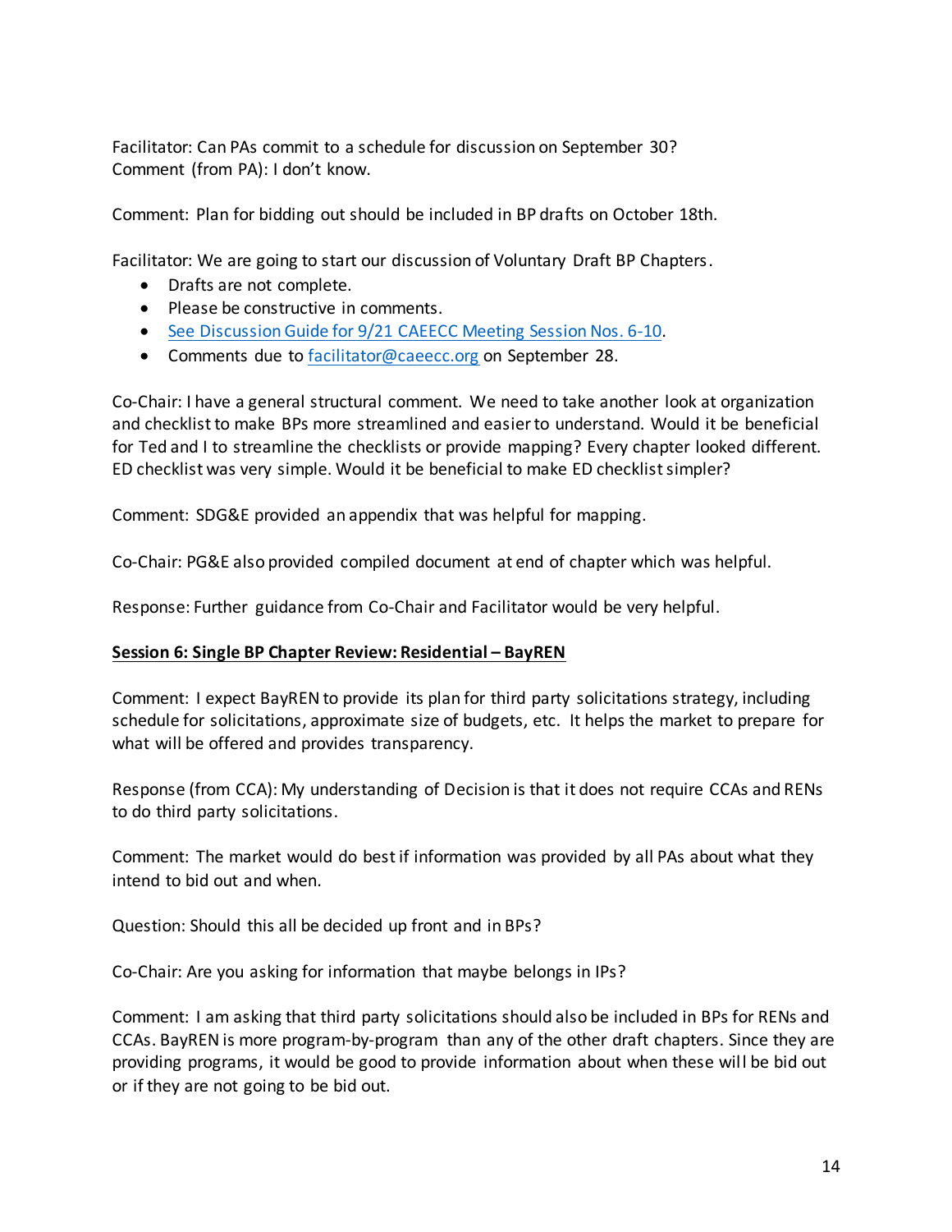Facilitator: Can PAs commit to a schedule for discussion on September 30?
Comment (from PA): I don't know.

Comment: Plan for bidding out should be included in BP drafts on October 18th.

Facilitator: We are going to start our discussion of Voluntary Draft BP Chapters.

- Drafts are not complete.
- Please be constructive in comments.
- See Discussion Guide for 9/21 CAEECC Meeting Session Nos. 6-10.
- Comments due to facilitator@caeecc.org on September 28.

Co-Chair: I have a general structural comment. We need to take another look at organization and checklist to make BPs more streamlined and easier to understand. Would it be beneficial for Ted and I to streamline the checklists or provide mapping? Every chapter looked different. ED checklist was very simple. Would it be beneficial to make ED checklist simpler?

Comment: SDG&E provided an appendix that was helpful for mapping.

Co-Chair: PG&E also provided compiled document at end of chapter which was helpful.

Response: Further guidance from Co-Chair and Facilitator would be very helpful.

**Session 6: Single BP Chapter Review: Residential – BayREN**

Comment: I expect BayREN to provide its plan for third party solicitations strategy, including schedule for solicitations, approximate size of budgets, etc. It helps the market to prepare for what will be offered and provides transparency.

Response (from CCA): My understanding of Decision is that it does not require CCAs and RENs to do third party solicitations.

Comment: The market would do best if information was provided by all PAs about what they intend to bid out and when.

Question: Should this all be decided up front and in BPs?

Co-Chair: Are you asking for information that maybe belongs in IPs?

Comment: I am asking that third party solicitations should also be included in BPs for RENs and CCAs. BayREN is more program-by-program than any of the other draft chapters. Since they are providing programs, it would be good to provide information about when these will be bid out or if they are not going to be bid out.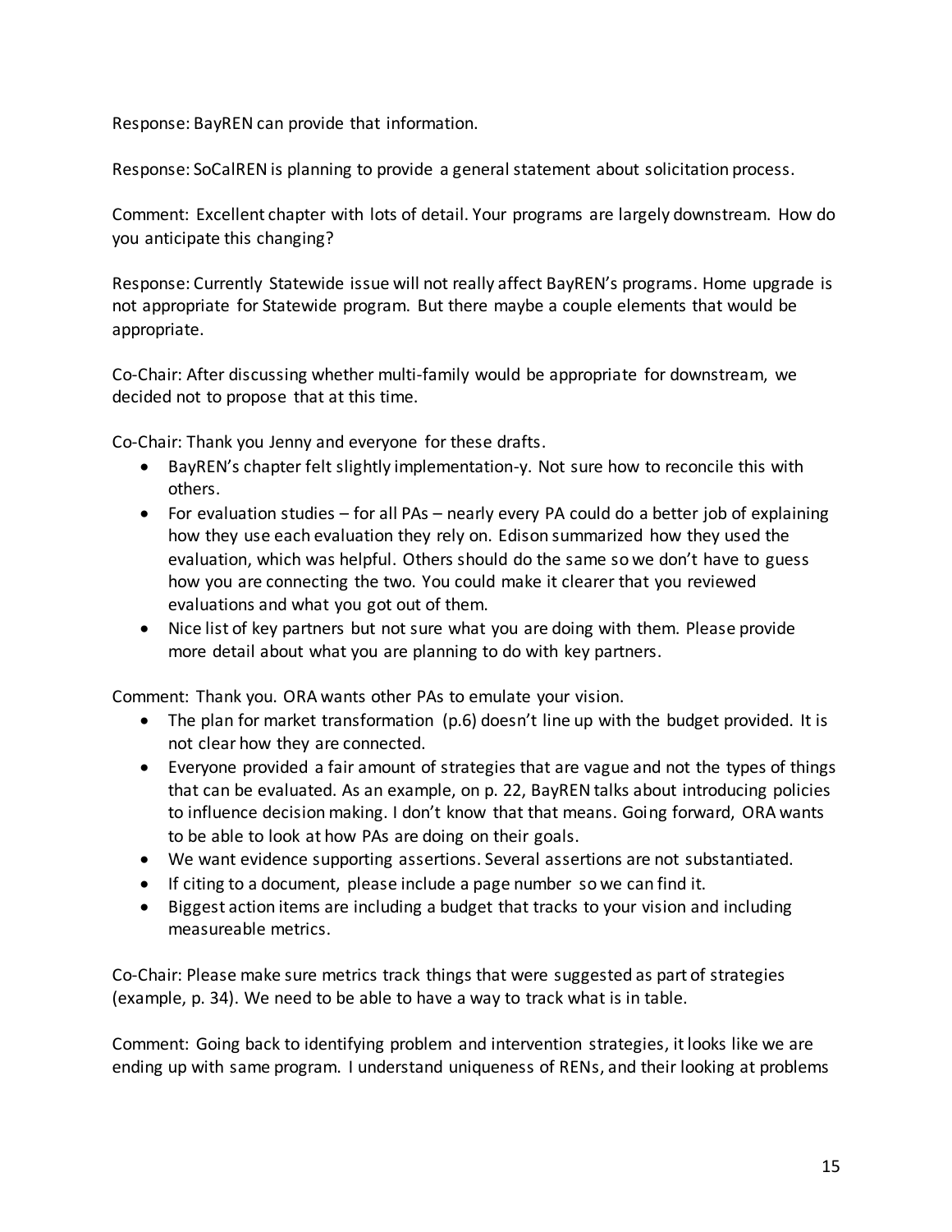Response: BayREN can provide that information.

Response: SoCalREN is planning to provide a general statement about solicitation process.

Comment: Excellent chapter with lots of detail. Your programs are largely downstream. How do you anticipate this changing?

Response: Currently Statewide issue will not really affect BayREN's programs. Home upgrade is not appropriate for Statewide program. But there maybe a couple elements that would be appropriate.

Co-Chair: After discussing whether multi-family would be appropriate for downstream, we decided not to propose that at this time.

Co-Chair: Thank you Jenny and everyone for these drafts.

- BayREN's chapter felt slightly implementation-y. Not sure how to reconcile this with others.
- For evaluation studies – for all PAs – nearly every PA could do a better job of explaining how they use each evaluation they rely on. Edison summarized how they used the evaluation, which was helpful. Others should do the same so we don't have to guess how you are connecting the two. You could make it clearer that you reviewed evaluations and what you got out of them.
- Nice list of key partners but not sure what you are doing with them. Please provide more detail about what you are planning to do with key partners.

Comment: Thank you. ORA wants other PAs to emulate your vision.

- The plan for market transformation (p.6) doesn't line up with the budget provided. It is not clear how they are connected.
- Everyone provided a fair amount of strategies that are vague and not the types of things that can be evaluated. As an example, on p. 22, BayREN talks about introducing policies to influence decision making. I don't know that that means. Going forward, ORA wants to be able to look at how PAs are doing on their goals.
- We want evidence supporting assertions. Several assertions are not substantiated.
- If citing to a document, please include a page number so we can find it.
- Biggest action items are including a budget that tracks to your vision and including measureable metrics.

Co-Chair: Please make sure metrics track things that were suggested as part of strategies (example, p. 34). We need to be able to have a way to track what is in table.

Comment: Going back to identifying problem and intervention strategies, it looks like we are ending up with same program. I understand uniqueness of RENs, and their looking at problems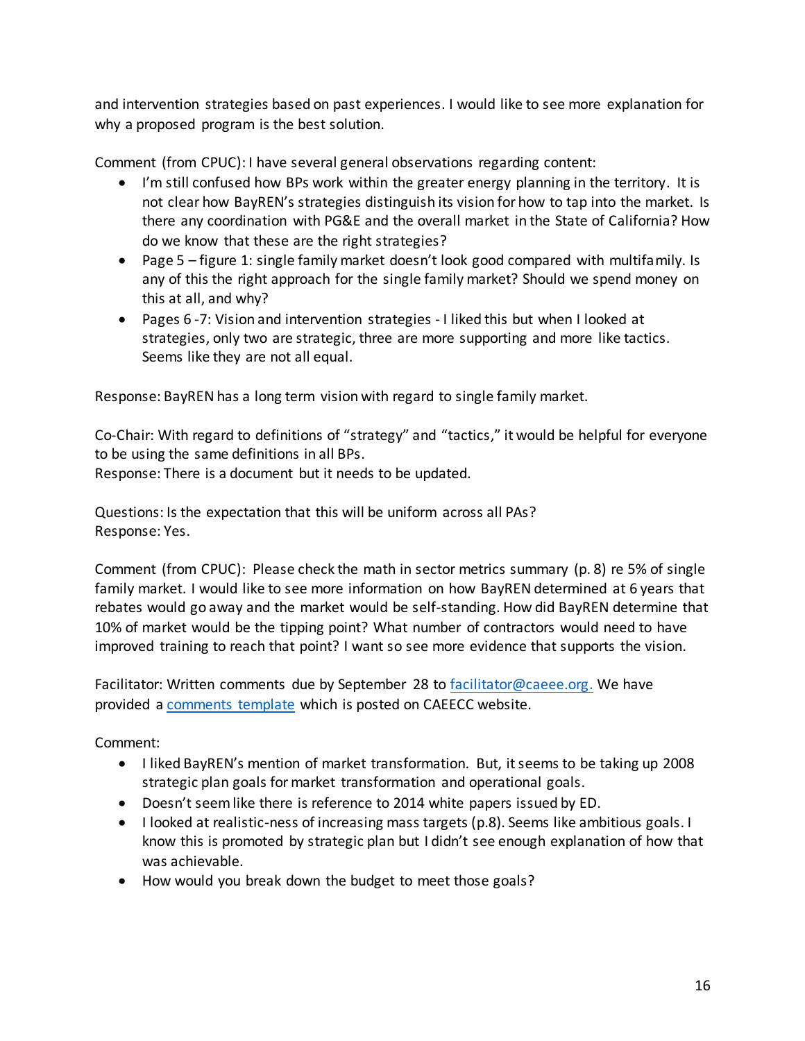and intervention strategies based on past experiences. I would like to see more explanation for why a proposed program is the best solution.

Comment (from CPUC): I have several general observations regarding content:

- I'm still confused how BPs work within the greater energy planning in the territory. It is not clear how BayREN's strategies distinguish its vision for how to tap into the market. Is there any coordination with PG&E and the overall market in the State of California? How do we know that these are the right strategies?
- Page 5 – figure 1: single family market doesn't look good compared with multifamily. Is any of this the right approach for the single family market? Should we spend money on this at all, and why?
- Pages 6 -7: Vision and intervention strategies - I liked this but when I looked at strategies, only two are strategic, three are more supporting and more like tactics. Seems like they are not all equal.

Response: BayREN has a long term vision with regard to single family market.

Co-Chair: With regard to definitions of "strategy" and "tactics," it would be helpful for everyone to be using the same definitions in all BPs.
Response: There is a document but it needs to be updated.

Questions: Is the expectation that this will be uniform across all PAs?
Response: Yes.

Comment (from CPUC): Please check the math in sector metrics summary (p. 8) re 5% of single family market. I would like to see more information on how BayREN determined at 6 years that rebates would go away and the market would be self-standing. How did BayREN determine that 10% of market would be the tipping point? What number of contractors would need to have improved training to reach that point? I want so see more evidence that supports the vision.

Facilitator: Written comments due by September 28 to [facilitator@caeee.org](mailto:facilitator@caeee.org). We have provided a [comments template](comments template) which is posted on CAEECC website.

Comment:

- I liked BayREN's mention of market transformation. But, it seems to be taking up 2008 strategic plan goals for market transformation and operational goals.
- Doesn't seem like there is reference to 2014 white papers issued by ED.
- I looked at realistic-ness of increasing mass targets (p.8). Seems like ambitious goals. I know this is promoted by strategic plan but I didn't see enough explanation of how that was achievable.
- How would you break down the budget to meet those goals?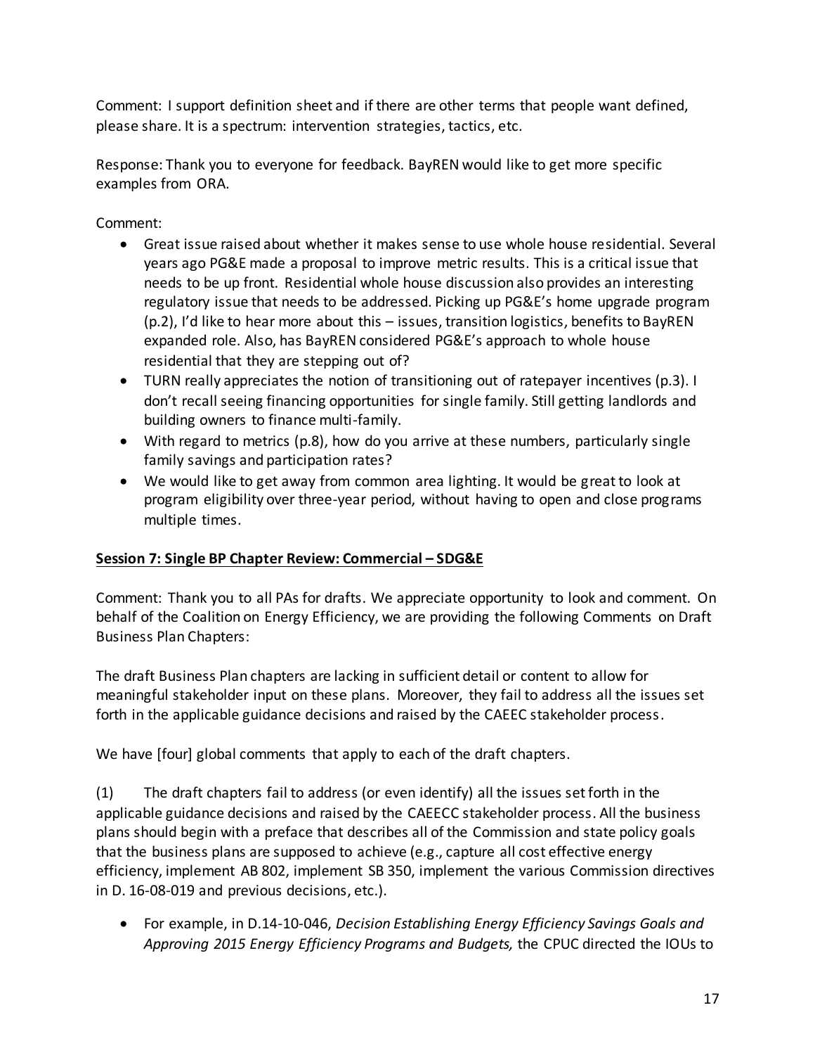Comment: I support definition sheet and if there are other terms that people want defined, please share. It is a spectrum: intervention strategies, tactics, etc.

Response: Thank you to everyone for feedback. BayREN would like to get more specific examples from ORA.

Comment:

- Great issue raised about whether it makes sense to use whole house residential. Several years ago PG&E made a proposal to improve metric results. This is a critical issue that needs to be up front. Residential whole house discussion also provides an interesting regulatory issue that needs to be addressed. Picking up PG&E's home upgrade program (p.2), I'd like to hear more about this – issues, transition logistics, benefits to BayREN expanded role. Also, has BayREN considered PG&E's approach to whole house residential that they are stepping out of?
- TURN really appreciates the notion of transitioning out of ratepayer incentives (p.3). I don't recall seeing financing opportunities for single family. Still getting landlords and building owners to finance multi-family.
- With regard to metrics (p.8), how do you arrive at these numbers, particularly single family savings and participation rates?
- We would like to get away from common area lighting. It would be great to look at program eligibility over three-year period, without having to open and close programs multiple times.

**Session 7: Single BP Chapter Review: Commercial – SDG&E**

Comment: Thank you to all PAs for drafts. We appreciate opportunity to look and comment. On behalf of the Coalition on Energy Efficiency, we are providing the following Comments on Draft Business Plan Chapters:

The draft Business Plan chapters are lacking in sufficient detail or content to allow for meaningful stakeholder input on these plans. Moreover, they fail to address all the issues set forth in the applicable guidance decisions and raised by the CAEEC stakeholder process.

We have [four] global comments that apply to each of the draft chapters.

(1) The draft chapters fail to address (or even identify) all the issues set forth in the applicable guidance decisions and raised by the CAEECC stakeholder process. All the business plans should begin with a preface that describes all of the Commission and state policy goals that the business plans are supposed to achieve (e.g., capture all cost effective energy efficiency, implement AB 802, implement SB 350, implement the various Commission directives in D. 16-08-019 and previous decisions, etc.).

- For example, in D.14-10-046, *Decision Establishing Energy Efficiency Savings Goals and Approving 2015 Energy Efficiency Programs and Budgets,* the CPUC directed the IOUs to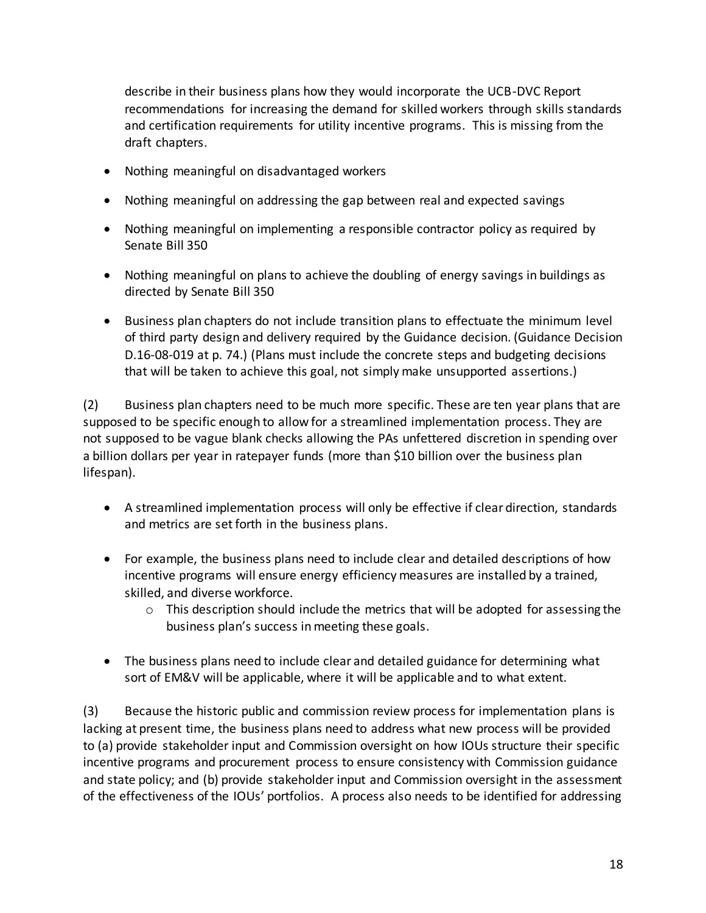describe in their business plans how they would incorporate the UCB-DVC Report recommendations for increasing the demand for skilled workers through skills standards and certification requirements for utility incentive programs. This is missing from the draft chapters.

- Nothing meaningful on disadvantaged workers
- Nothing meaningful on addressing the gap between real and expected savings
- Nothing meaningful on implementing a responsible contractor policy as required by Senate Bill 350
- Nothing meaningful on plans to achieve the doubling of energy savings in buildings as directed by Senate Bill 350
- Business plan chapters do not include transition plans to effectuate the minimum level of third party design and delivery required by the Guidance decision. (Guidance Decision D.16-08-019 at p. 74.) (Plans must include the concrete steps and budgeting decisions that will be taken to achieve this goal, not simply make unsupported assertions.)

(2) Business plan chapters need to be much more specific. These are ten year plans that are supposed to be specific enough to allow for a streamlined implementation process. They are not supposed to be vague blank checks allowing the PAs unfettered discretion in spending over a billion dollars per year in ratepayer funds (more than $10 billion over the business plan lifespan).

- A streamlined implementation process will only be effective if clear direction, standards and metrics are set forth in the business plans.
- For example, the business plans need to include clear and detailed descriptions of how incentive programs will ensure energy efficiency measures are installed by a trained, skilled, and diverse workforce.
  - This description should include the metrics that will be adopted for assessing the business plan's success in meeting these goals.
- The business plans need to include clear and detailed guidance for determining what sort of EM&V will be applicable, where it will be applicable and to what extent.

(3) Because the historic public and commission review process for implementation plans is lacking at present time, the business plans need to address what new process will be provided to (a) provide stakeholder input and Commission oversight on how IOUs structure their specific incentive programs and procurement process to ensure consistency with Commission guidance and state policy; and (b) provide stakeholder input and Commission oversight in the assessment of the effectiveness of the IOUs' portfolios. A process also needs to be identified for addressing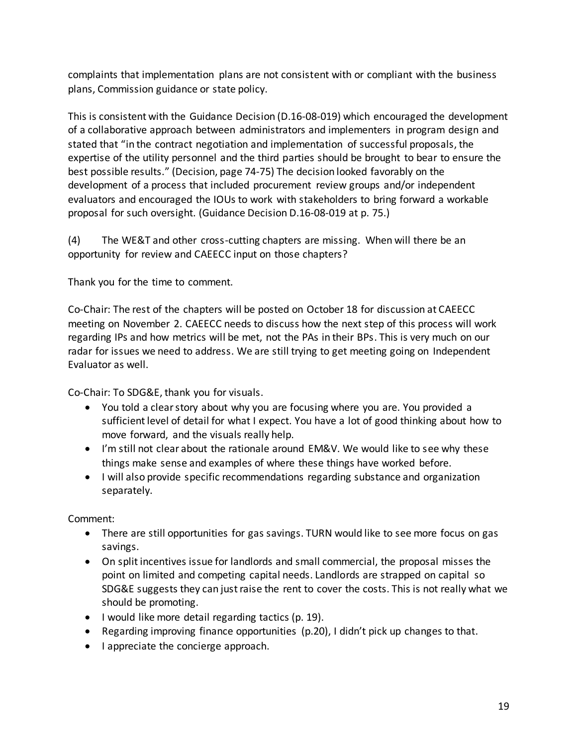complaints that implementation plans are not consistent with or compliant with the business plans, Commission guidance or state policy.

This is consistent with the Guidance Decision (D.16-08-019) which encouraged the development of a collaborative approach between administrators and implementers in program design and stated that "in the contract negotiation and implementation of successful proposals, the expertise of the utility personnel and the third parties should be brought to bear to ensure the best possible results." (Decision, page 74-75) The decision looked favorably on the development of a process that included procurement review groups and/or independent evaluators and encouraged the IOUs to work with stakeholders to bring forward a workable proposal for such oversight. (Guidance Decision D.16-08-019 at p. 75.)

(4) The WE&T and other cross-cutting chapters are missing. When will there be an opportunity for review and CAEECC input on those chapters?

Thank you for the time to comment.

Co-Chair: The rest of the chapters will be posted on October 18 for discussion at CAEECC meeting on November 2. CAEECC needs to discuss how the next step of this process will work regarding IPs and how metrics will be met, not the PAs in their BPs. This is very much on our radar for issues we need to address. We are still trying to get meeting going on Independent Evaluator as well.

Co-Chair: To SDG&E, thank you for visuals.

- You told a clear story about why you are focusing where you are. You provided a sufficient level of detail for what I expect. You have a lot of good thinking about how to move forward, and the visuals really help.
- I'm still not clear about the rationale around EM&V. We would like to see why these things make sense and examples of where these things have worked before.
- I will also provide specific recommendations regarding substance and organization separately.

Comment:

- There are still opportunities for gas savings. TURN would like to see more focus on gas savings.
- On split incentives issue for landlords and small commercial, the proposal misses the point on limited and competing capital needs. Landlords are strapped on capital so SDG&E suggests they can just raise the rent to cover the costs. This is not really what we should be promoting.
- I would like more detail regarding tactics (p. 19).
- Regarding improving finance opportunities (p.20), I didn't pick up changes to that.
- I appreciate the concierge approach.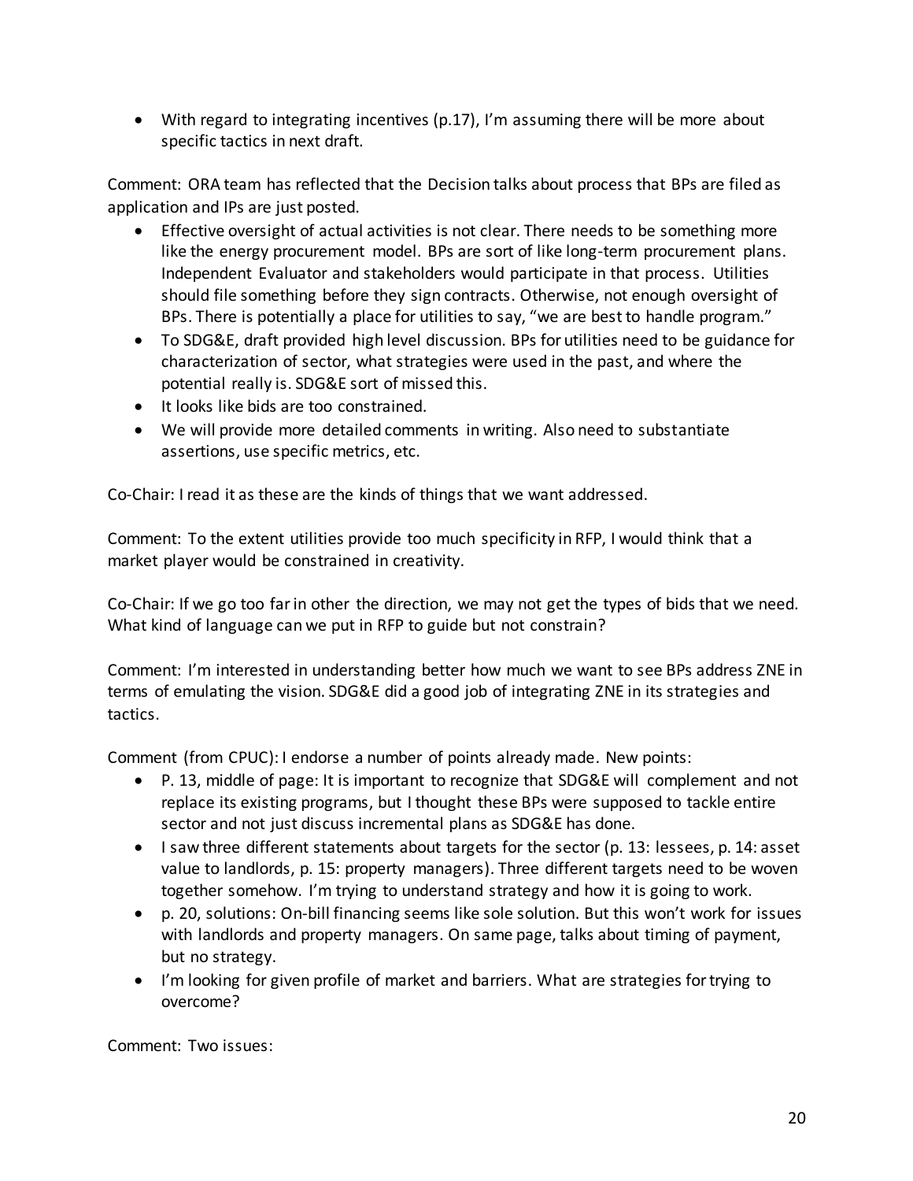- With regard to integrating incentives (p.17), I'm assuming there will be more about specific tactics in next draft.

Comment: ORA team has reflected that the Decision talks about process that BPs are filed as application and IPs are just posted.

- Effective oversight of actual activities is not clear. There needs to be something more like the energy procurement model. BPs are sort of like long-term procurement plans. Independent Evaluator and stakeholders would participate in that process. Utilities should file something before they sign contracts. Otherwise, not enough oversight of BPs. There is potentially a place for utilities to say, "we are best to handle program."
- To SDG&E, draft provided high level discussion. BPs for utilities need to be guidance for characterization of sector, what strategies were used in the past, and where the potential really is. SDG&E sort of missed this.
- It looks like bids are too constrained.
- We will provide more detailed comments in writing. Also need to substantiate assertions, use specific metrics, etc.

Co-Chair: I read it as these are the kinds of things that we want addressed.

Comment: To the extent utilities provide too much specificity in RFP, I would think that a market player would be constrained in creativity.

Co-Chair: If we go too far in other the direction, we may not get the types of bids that we need. What kind of language can we put in RFP to guide but not constrain?

Comment: I'm interested in understanding better how much we want to see BPs address ZNE in terms of emulating the vision. SDG&E did a good job of integrating ZNE in its strategies and tactics.

Comment (from CPUC): I endorse a number of points already made. New points:

- P. 13, middle of page: It is important to recognize that SDG&E will complement and not replace its existing programs, but I thought these BPs were supposed to tackle entire sector and not just discuss incremental plans as SDG&E has done.
- I saw three different statements about targets for the sector (p. 13: lessees, p. 14: asset value to landlords, p. 15: property managers). Three different targets need to be woven together somehow. I'm trying to understand strategy and how it is going to work.
- p. 20, solutions: On-bill financing seems like sole solution. But this won't work for issues with landlords and property managers. On same page, talks about timing of payment, but no strategy.
- I'm looking for given profile of market and barriers. What are strategies for trying to overcome?

Comment: Two issues: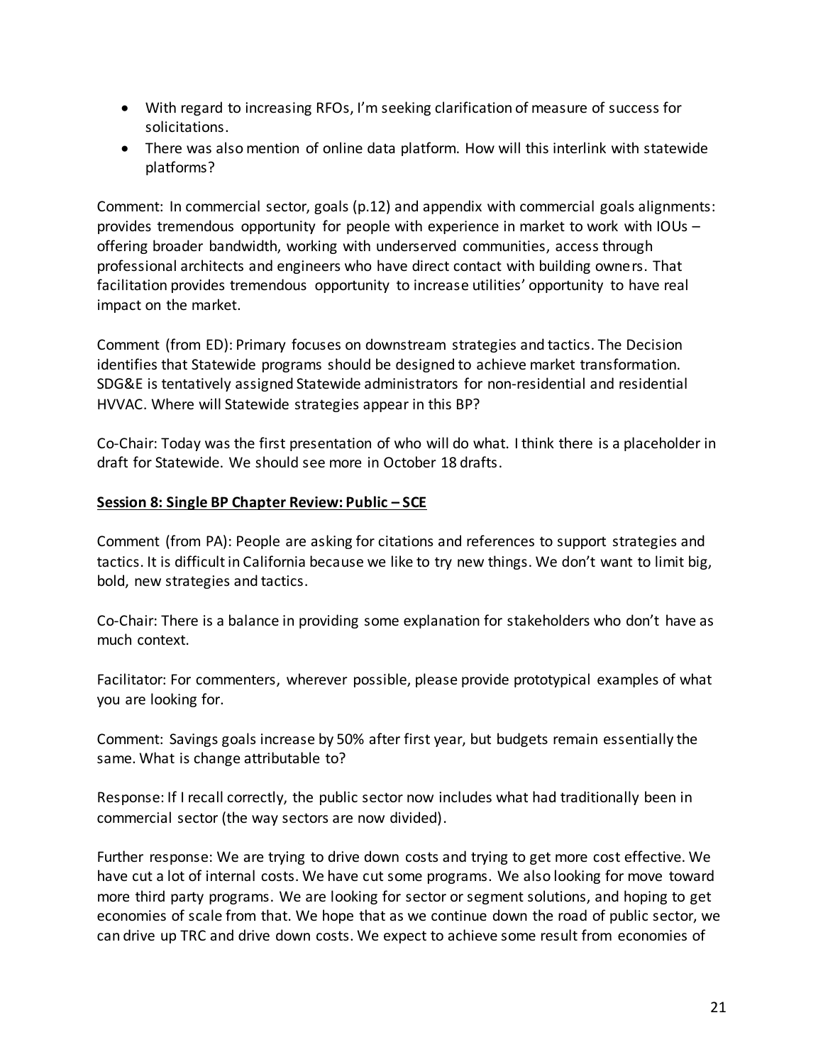- With regard to increasing RFOs, I'm seeking clarification of measure of success for solicitations.
- There was also mention of online data platform. How will this interlink with statewide platforms?

Comment: In commercial sector, goals (p.12) and appendix with commercial goals alignments: provides tremendous opportunity for people with experience in market to work with IOUs – offering broader bandwidth, working with underserved communities, access through professional architects and engineers who have direct contact with building owners. That facilitation provides tremendous opportunity to increase utilities' opportunity to have real impact on the market.

Comment (from ED): Primary focuses on downstream strategies and tactics. The Decision identifies that Statewide programs should be designed to achieve market transformation. SDG&E is tentatively assigned Statewide administrators for non-residential and residential HVVAC. Where will Statewide strategies appear in this BP?

Co-Chair: Today was the first presentation of who will do what. I think there is a placeholder in draft for Statewide. We should see more in October 18 drafts.

**Session 8: Single BP Chapter Review: Public – SCE**

Comment (from PA): People are asking for citations and references to support strategies and tactics. It is difficult in California because we like to try new things. We don't want to limit big, bold, new strategies and tactics.

Co-Chair: There is a balance in providing some explanation for stakeholders who don't have as much context.

Facilitator: For commenters, wherever possible, please provide prototypical examples of what you are looking for.

Comment: Savings goals increase by 50% after first year, but budgets remain essentially the same. What is change attributable to?

Response: If I recall correctly, the public sector now includes what had traditionally been in commercial sector (the way sectors are now divided).

Further response: We are trying to drive down costs and trying to get more cost effective. We have cut a lot of internal costs. We have cut some programs. We also looking for move toward more third party programs. We are looking for sector or segment solutions, and hoping to get economies of scale from that. We hope that as we continue down the road of public sector, we can drive up TRC and drive down costs. We expect to achieve some result from economies of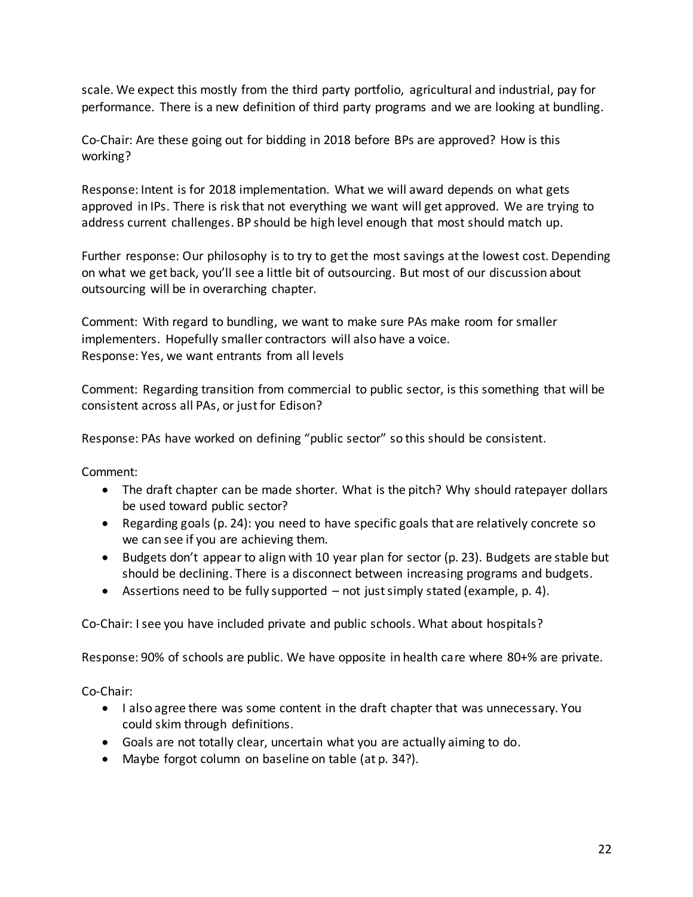scale. We expect this mostly from the third party portfolio, agricultural and industrial, pay for performance. There is a new definition of third party programs and we are looking at bundling.

Co-Chair: Are these going out for bidding in 2018 before BPs are approved? How is this working?

Response: Intent is for 2018 implementation. What we will award depends on what gets approved in IPs. There is risk that not everything we want will get approved. We are trying to address current challenges. BP should be high level enough that most should match up.

Further response: Our philosophy is to try to get the most savings at the lowest cost. Depending on what we get back, you'll see a little bit of outsourcing. But most of our discussion about outsourcing will be in overarching chapter.

Comment: With regard to bundling, we want to make sure PAs make room for smaller implementers. Hopefully smaller contractors will also have a voice.
Response: Yes, we want entrants from all levels

Comment: Regarding transition from commercial to public sector, is this something that will be consistent across all PAs, or just for Edison?

Response: PAs have worked on defining "public sector" so this should be consistent.

Comment:

- The draft chapter can be made shorter. What is the pitch? Why should ratepayer dollars be used toward public sector?
- Regarding goals (p. 24): you need to have specific goals that are relatively concrete so we can see if you are achieving them.
- Budgets don't appear to align with 10 year plan for sector (p. 23). Budgets are stable but should be declining. There is a disconnect between increasing programs and budgets.
- Assertions need to be fully supported – not just simply stated (example, p. 4).

Co-Chair: I see you have included private and public schools. What about hospitals?

Response: 90% of schools are public. We have opposite in health care where 80+% are private.

Co-Chair:

- I also agree there was some content in the draft chapter that was unnecessary. You could skim through definitions.
- Goals are not totally clear, uncertain what you are actually aiming to do.
- Maybe forgot column on baseline on table (at p. 34?).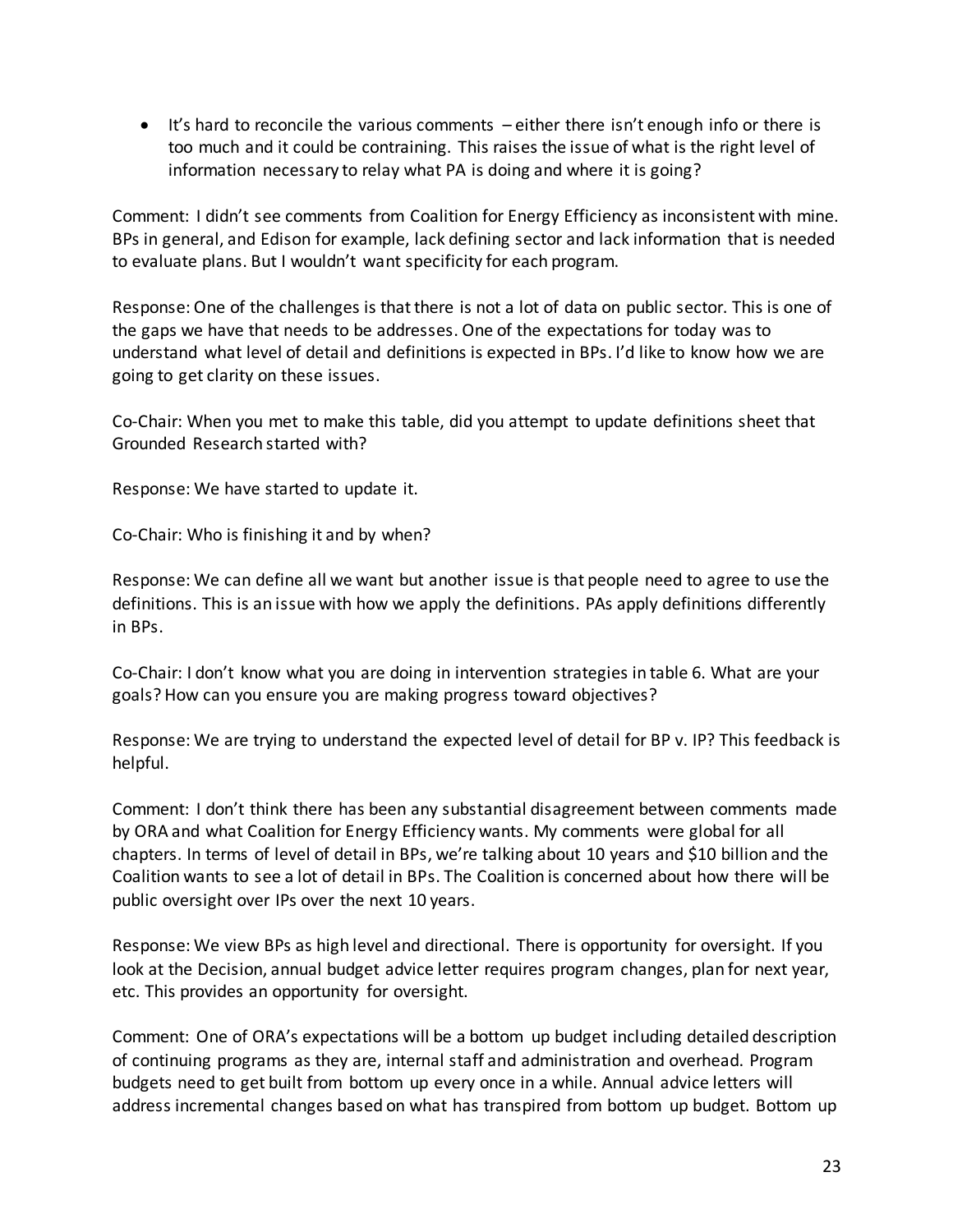- It's hard to reconcile the various comments – either there isn't enough info or there is too much and it could be contraining. This raises the issue of what is the right level of information necessary to relay what PA is doing and where it is going?

Comment: I didn't see comments from Coalition for Energy Efficiency as inconsistent with mine. BPs in general, and Edison for example, lack defining sector and lack information that is needed to evaluate plans. But I wouldn't want specificity for each program.

Response: One of the challenges is that there is not a lot of data on public sector. This is one of the gaps we have that needs to be addresses. One of the expectations for today was to understand what level of detail and definitions is expected in BPs. I'd like to know how we are going to get clarity on these issues.

Co-Chair: When you met to make this table, did you attempt to update definitions sheet that Grounded Research started with?

Response: We have started to update it.

Co-Chair: Who is finishing it and by when?

Response: We can define all we want but another issue is that people need to agree to use the definitions. This is an issue with how we apply the definitions. PAs apply definitions differently in BPs.

Co-Chair: I don't know what you are doing in intervention strategies in table 6. What are your goals? How can you ensure you are making progress toward objectives?

Response: We are trying to understand the expected level of detail for BP v. IP? This feedback is helpful.

Comment: I don't think there has been any substantial disagreement between comments made by ORA and what Coalition for Energy Efficiency wants. My comments were global for all chapters. In terms of level of detail in BPs, we're talking about 10 years and $10 billion and the Coalition wants to see a lot of detail in BPs. The Coalition is concerned about how there will be public oversight over IPs over the next 10 years.

Response: We view BPs as high level and directional. There is opportunity for oversight. If you look at the Decision, annual budget advice letter requires program changes, plan for next year, etc. This provides an opportunity for oversight.

Comment: One of ORA's expectations will be a bottom up budget including detailed description of continuing programs as they are, internal staff and administration and overhead. Program budgets need to get built from bottom up every once in a while. Annual advice letters will address incremental changes based on what has transpired from bottom up budget. Bottom up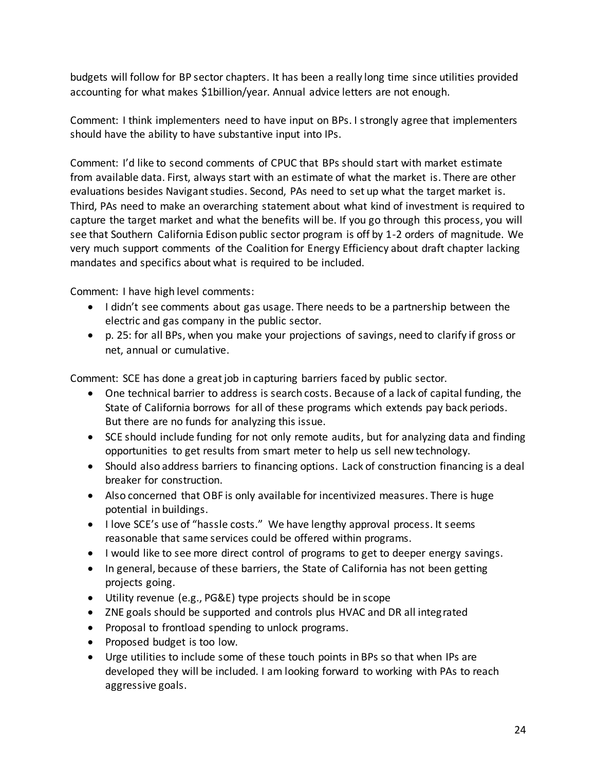budgets will follow for BP sector chapters. It has been a really long time since utilities provided accounting for what makes $1billion/year. Annual advice letters are not enough.

Comment: I think implementers need to have input on BPs. I strongly agree that implementers should have the ability to have substantive input into IPs.

Comment: I'd like to second comments of CPUC that BPs should start with market estimate from available data. First, always start with an estimate of what the market is. There are other evaluations besides Navigant studies. Second, PAs need to set up what the target market is. Third, PAs need to make an overarching statement about what kind of investment is required to capture the target market and what the benefits will be. If you go through this process, you will see that Southern California Edison public sector program is off by 1-2 orders of magnitude. We very much support comments of the Coalition for Energy Efficiency about draft chapter lacking mandates and specifics about what is required to be included.

Comment: I have high level comments:

- I didn't see comments about gas usage. There needs to be a partnership between the electric and gas company in the public sector.
- p. 25: for all BPs, when you make your projections of savings, need to clarify if gross or net, annual or cumulative.

Comment: SCE has done a great job in capturing barriers faced by public sector.

- One technical barrier to address is search costs. Because of a lack of capital funding, the State of California borrows for all of these programs which extends pay back periods. But there are no funds for analyzing this issue.
- SCE should include funding for not only remote audits, but for analyzing data and finding opportunities to get results from smart meter to help us sell new technology.
- Should also address barriers to financing options. Lack of construction financing is a deal breaker for construction.
- Also concerned that OBF is only available for incentivized measures. There is huge potential in buildings.
- I love SCE's use of "hassle costs." We have lengthy approval process. It seems reasonable that same services could be offered within programs.
- I would like to see more direct control of programs to get to deeper energy savings.
- In general, because of these barriers, the State of California has not been getting projects going.
- Utility revenue (e.g., PG&E) type projects should be in scope
- ZNE goals should be supported and controls plus HVAC and DR all integrated
- Proposal to frontload spending to unlock programs.
- Proposed budget is too low.
- Urge utilities to include some of these touch points in BPs so that when IPs are developed they will be included. I am looking forward to working with PAs to reach aggressive goals.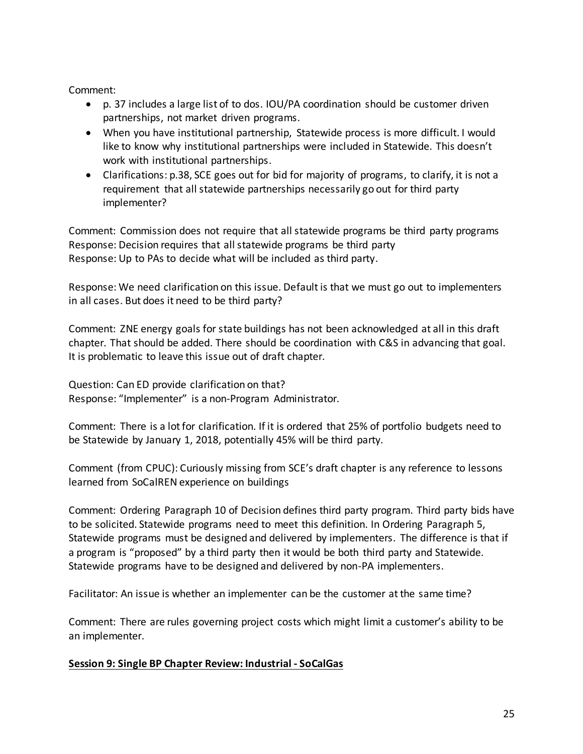Comment:

- p. 37 includes a large list of to dos. IOU/PA coordination should be customer driven partnerships, not market driven programs.
- When you have institutional partnership, Statewide process is more difficult. I would like to know why institutional partnerships were included in Statewide. This doesn't work with institutional partnerships.
- Clarifications: p.38, SCE goes out for bid for majority of programs, to clarify, it is not a requirement that all statewide partnerships necessarily go out for third party implementer?

Comment: Commission does not require that all statewide programs be third party programs
Response: Decision requires that all statewide programs be third party
Response: Up to PAs to decide what will be included as third party.

Response: We need clarification on this issue. Default is that we must go out to implementers in all cases. But does it need to be third party?

Comment: ZNE energy goals for state buildings has not been acknowledged at all in this draft chapter. That should be added. There should be coordination with C&S in advancing that goal. It is problematic to leave this issue out of draft chapter.

Question: Can ED provide clarification on that?
Response: "Implementer" is a non-Program Administrator.

Comment: There is a lot for clarification. If it is ordered that 25% of portfolio budgets need to be Statewide by January 1, 2018, potentially 45% will be third party.

Comment (from CPUC): Curiously missing from SCE's draft chapter is any reference to lessons learned from SoCalREN experience on buildings

Comment: Ordering Paragraph 10 of Decision defines third party program. Third party bids have to be solicited. Statewide programs need to meet this definition. In Ordering Paragraph 5, Statewide programs must be designed and delivered by implementers. The difference is that if a program is "proposed" by a third party then it would be both third party and Statewide. Statewide programs have to be designed and delivered by non-PA implementers.

Facilitator: An issue is whether an implementer can be the customer at the same time?

Comment: There are rules governing project costs which might limit a customer's ability to be an implementer.

**Session 9: Single BP Chapter Review: Industrial - SoCalGas**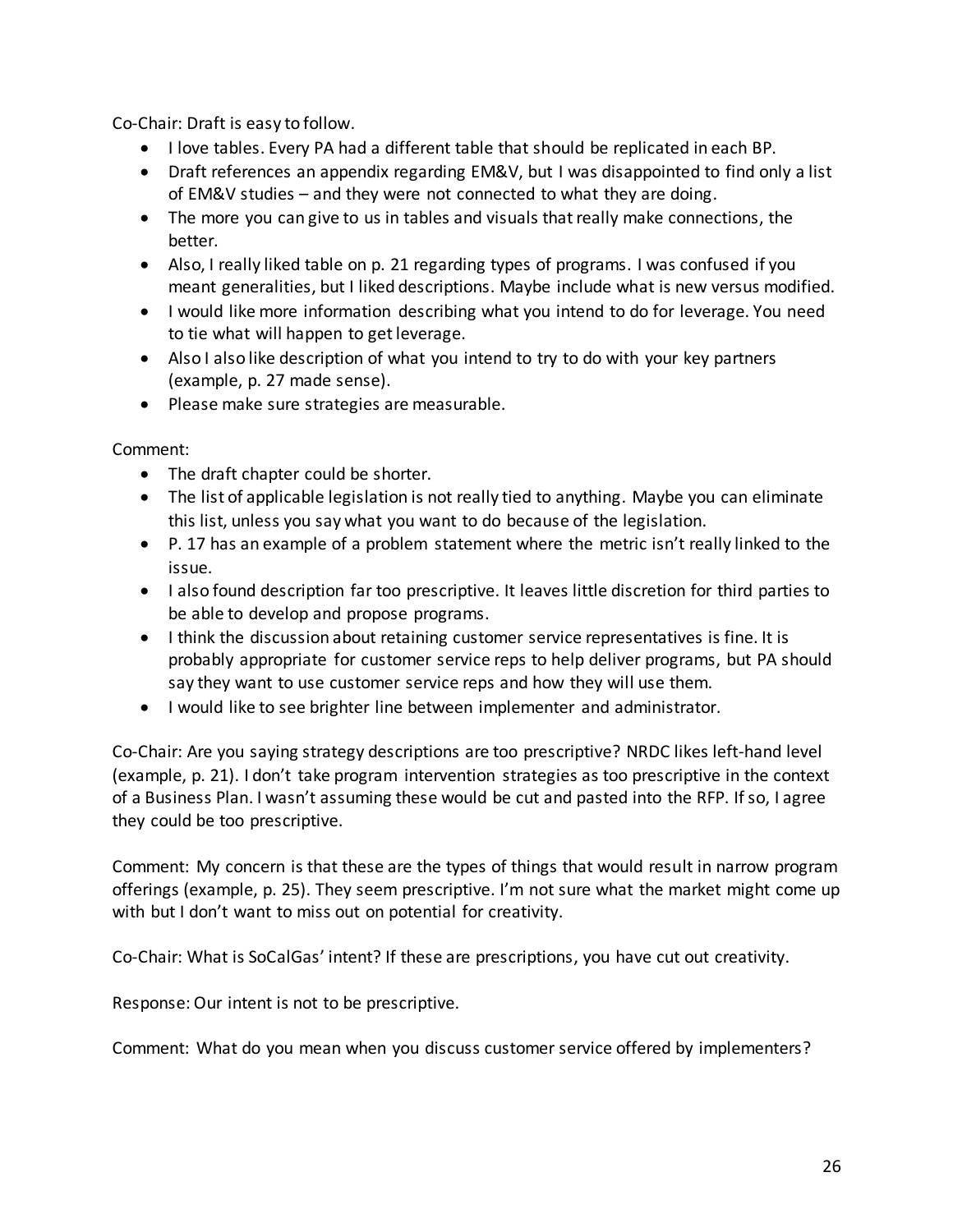Co-Chair: Draft is easy to follow.

- I love tables. Every PA had a different table that should be replicated in each BP.
- Draft references an appendix regarding EM&V, but I was disappointed to find only a list of EM&V studies – and they were not connected to what they are doing.
- The more you can give to us in tables and visuals that really make connections, the better.
- Also, I really liked table on p. 21 regarding types of programs. I was confused if you meant generalities, but I liked descriptions. Maybe include what is new versus modified.
- I would like more information describing what you intend to do for leverage. You need to tie what will happen to get leverage.
- Also I also like description of what you intend to try to do with your key partners (example, p. 27 made sense).
- Please make sure strategies are measurable.

Comment:

- The draft chapter could be shorter.
- The list of applicable legislation is not really tied to anything. Maybe you can eliminate this list, unless you say what you want to do because of the legislation.
- P. 17 has an example of a problem statement where the metric isn't really linked to the issue.
- I also found description far too prescriptive. It leaves little discretion for third parties to be able to develop and propose programs.
- I think the discussion about retaining customer service representatives is fine. It is probably appropriate for customer service reps to help deliver programs, but PA should say they want to use customer service reps and how they will use them.
- I would like to see brighter line between implementer and administrator.

Co-Chair: Are you saying strategy descriptions are too prescriptive? NRDC likes left-hand level (example, p. 21). I don't take program intervention strategies as too prescriptive in the context of a Business Plan. I wasn't assuming these would be cut and pasted into the RFP. If so, I agree they could be too prescriptive.

Comment: My concern is that these are the types of things that would result in narrow program offerings (example, p. 25). They seem prescriptive. I'm not sure what the market might come up with but I don't want to miss out on potential for creativity.

Co-Chair: What is SoCalGas' intent? If these are prescriptions, you have cut out creativity.

Response: Our intent is not to be prescriptive.

Comment: What do you mean when you discuss customer service offered by implementers?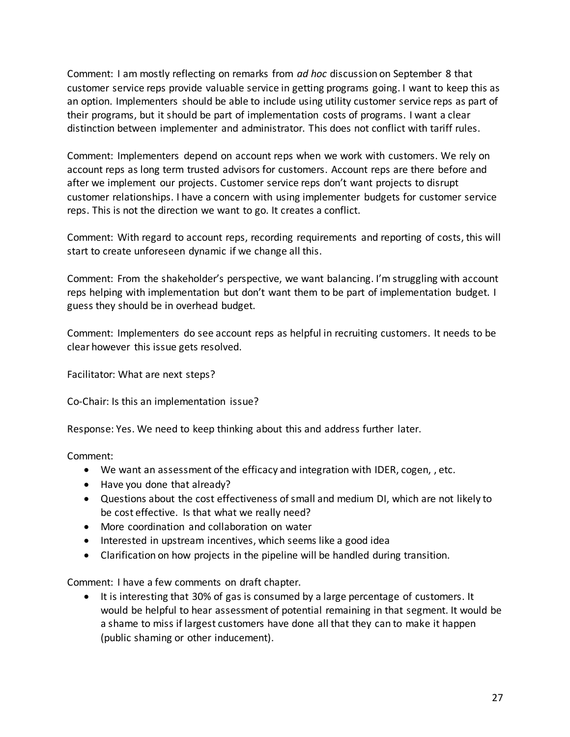Comment: I am mostly reflecting on remarks from *ad hoc* discussion on September 8 that customer service reps provide valuable service in getting programs going. I want to keep this as an option. Implementers should be able to include using utility customer service reps as part of their programs, but it should be part of implementation costs of programs. I want a clear distinction between implementer and administrator. This does not conflict with tariff rules.

Comment: Implementers depend on account reps when we work with customers. We rely on account reps as long term trusted advisors for customers. Account reps are there before and after we implement our projects. Customer service reps don't want projects to disrupt customer relationships. I have a concern with using implementer budgets for customer service reps. This is not the direction we want to go. It creates a conflict.

Comment: With regard to account reps, recording requirements and reporting of costs, this will start to create unforeseen dynamic if we change all this.

Comment: From the shakeholder's perspective, we want balancing. I'm struggling with account reps helping with implementation but don't want them to be part of implementation budget. I guess they should be in overhead budget.

Comment: Implementers do see account reps as helpful in recruiting customers. It needs to be clear however this issue gets resolved.

Facilitator: What are next steps?

Co-Chair: Is this an implementation issue?

Response: Yes. We need to keep thinking about this and address further later.

Comment:

- We want an assessment of the efficacy and integration with IDER, cogen, , etc.
- Have you done that already?
- Questions about the cost effectiveness of small and medium DI, which are not likely to be cost effective. Is that what we really need?
- More coordination and collaboration on water
- Interested in upstream incentives, which seems like a good idea
- Clarification on how projects in the pipeline will be handled during transition.

Comment: I have a few comments on draft chapter.

- It is interesting that 30% of gas is consumed by a large percentage of customers. It would be helpful to hear assessment of potential remaining in that segment. It would be a shame to miss if largest customers have done all that they can to make it happen (public shaming or other inducement).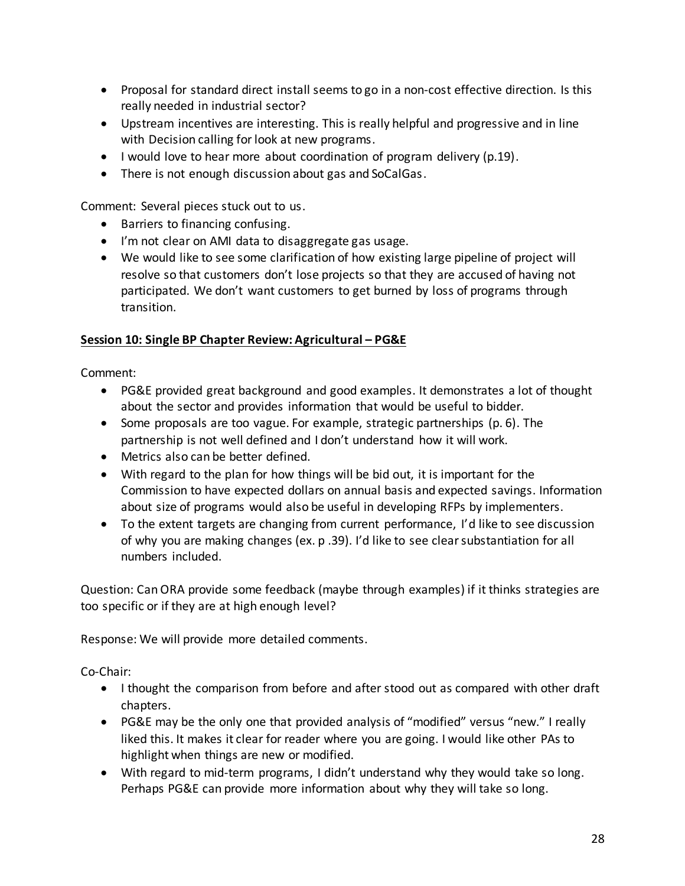- Proposal for standard direct install seems to go in a non-cost effective direction. Is this really needed in industrial sector?
- Upstream incentives are interesting. This is really helpful and progressive and in line with Decision calling for look at new programs.
- I would love to hear more about coordination of program delivery (p.19).
- There is not enough discussion about gas and SoCalGas.

Comment: Several pieces stuck out to us.

- Barriers to financing confusing.
- I'm not clear on AMI data to disaggregate gas usage.
- We would like to see some clarification of how existing large pipeline of project will resolve so that customers don't lose projects so that they are accused of having not participated. We don't want customers to get burned by loss of programs through transition.

**Session 10: Single BP Chapter Review: Agricultural – PG&E**

Comment:

- PG&E provided great background and good examples. It demonstrates a lot of thought about the sector and provides information that would be useful to bidder.
- Some proposals are too vague. For example, strategic partnerships (p. 6). The partnership is not well defined and I don't understand how it will work.
- Metrics also can be better defined.
- With regard to the plan for how things will be bid out, it is important for the Commission to have expected dollars on annual basis and expected savings. Information about size of programs would also be useful in developing RFPs by implementers.
- To the extent targets are changing from current performance, I'd like to see discussion of why you are making changes (ex. p .39). I'd like to see clear substantiation for all numbers included.

Question: Can ORA provide some feedback (maybe through examples) if it thinks strategies are too specific or if they are at high enough level?

Response: We will provide more detailed comments.

Co-Chair:

- I thought the comparison from before and after stood out as compared with other draft chapters.
- PG&E may be the only one that provided analysis of "modified" versus "new." I really liked this. It makes it clear for reader where you are going. I would like other PAs to highlight when things are new or modified.
- With regard to mid-term programs, I didn't understand why they would take so long. Perhaps PG&E can provide more information about why they will take so long.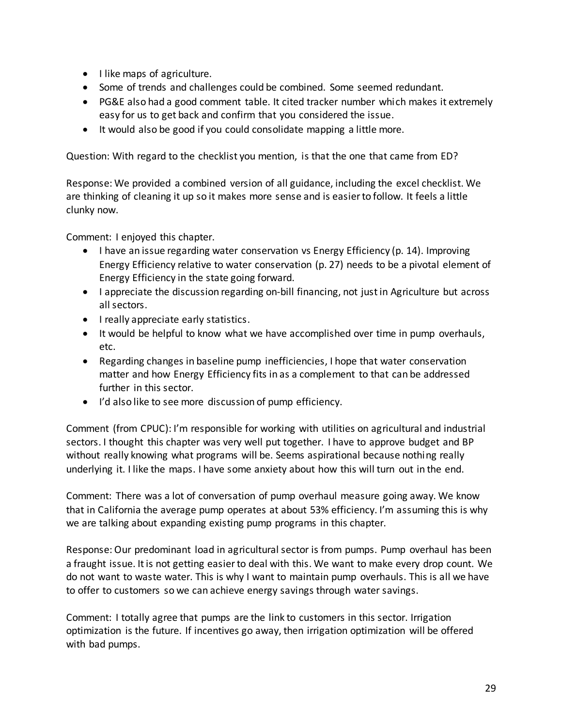- I like maps of agriculture.
- Some of trends and challenges could be combined. Some seemed redundant.
- PG&E also had a good comment table. It cited tracker number which makes it extremely easy for us to get back and confirm that you considered the issue.
- It would also be good if you could consolidate mapping a little more.

Question: With regard to the checklist you mention, is that the one that came from ED?

Response: We provided a combined version of all guidance, including the excel checklist. We are thinking of cleaning it up so it makes more sense and is easier to follow. It feels a little clunky now.

Comment: I enjoyed this chapter.

- I have an issue regarding water conservation vs Energy Efficiency (p. 14). Improving Energy Efficiency relative to water conservation (p. 27) needs to be a pivotal element of Energy Efficiency in the state going forward.
- I appreciate the discussion regarding on-bill financing, not just in Agriculture but across all sectors.
- I really appreciate early statistics.
- It would be helpful to know what we have accomplished over time in pump overhauls, etc.
- Regarding changes in baseline pump inefficiencies, I hope that water conservation matter and how Energy Efficiency fits in as a complement to that can be addressed further in this sector.
- I'd also like to see more discussion of pump efficiency.

Comment (from CPUC): I'm responsible for working with utilities on agricultural and industrial sectors. I thought this chapter was very well put together. I have to approve budget and BP without really knowing what programs will be. Seems aspirational because nothing really underlying it. I like the maps. I have some anxiety about how this will turn out in the end.

Comment: There was a lot of conversation of pump overhaul measure going away. We know that in California the average pump operates at about 53% efficiency. I'm assuming this is why we are talking about expanding existing pump programs in this chapter.

Response: Our predominant load in agricultural sector is from pumps. Pump overhaul has been a fraught issue. It is not getting easier to deal with this. We want to make every drop count. We do not want to waste water. This is why I want to maintain pump overhauls. This is all we have to offer to customers so we can achieve energy savings through water savings.

Comment: I totally agree that pumps are the link to customers in this sector. Irrigation optimization is the future. If incentives go away, then irrigation optimization will be offered with bad pumps.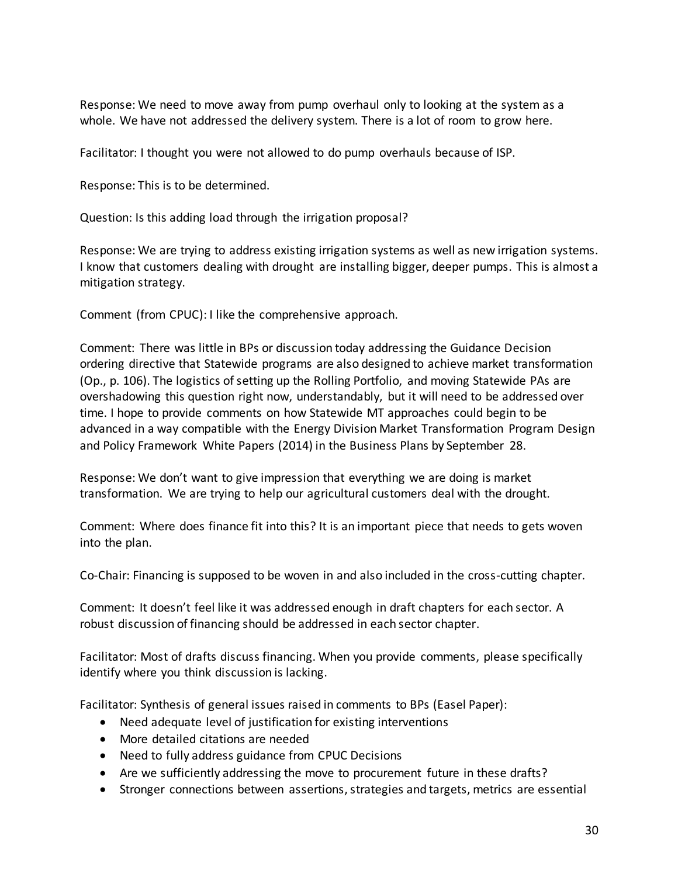Response: We need to move away from pump overhaul only to looking at the system as a whole. We have not addressed the delivery system. There is a lot of room to grow here.

Facilitator: I thought you were not allowed to do pump overhauls because of ISP.

Response: This is to be determined.

Question: Is this adding load through the irrigation proposal?

Response: We are trying to address existing irrigation systems as well as new irrigation systems. I know that customers dealing with drought are installing bigger, deeper pumps. This is almost a mitigation strategy.

Comment (from CPUC): I like the comprehensive approach.

Comment: There was little in BPs or discussion today addressing the Guidance Decision ordering directive that Statewide programs are also designed to achieve market transformation (Op., p. 106). The logistics of setting up the Rolling Portfolio, and moving Statewide PAs are overshadowing this question right now, understandably, but it will need to be addressed over time. I hope to provide comments on how Statewide MT approaches could begin to be advanced in a way compatible with the Energy Division Market Transformation Program Design and Policy Framework White Papers (2014) in the Business Plans by September 28.

Response: We don't want to give impression that everything we are doing is market transformation. We are trying to help our agricultural customers deal with the drought.

Comment: Where does finance fit into this? It is an important piece that needs to gets woven into the plan.

Co-Chair: Financing is supposed to be woven in and also included in the cross-cutting chapter.

Comment: It doesn't feel like it was addressed enough in draft chapters for each sector. A robust discussion of financing should be addressed in each sector chapter.

Facilitator: Most of drafts discuss financing. When you provide comments, please specifically identify where you think discussion is lacking.

Facilitator: Synthesis of general issues raised in comments to BPs (Easel Paper):

- Need adequate level of justification for existing interventions
- More detailed citations are needed
- Need to fully address guidance from CPUC Decisions
- Are we sufficiently addressing the move to procurement future in these drafts?
- Stronger connections between assertions, strategies and targets, metrics are essential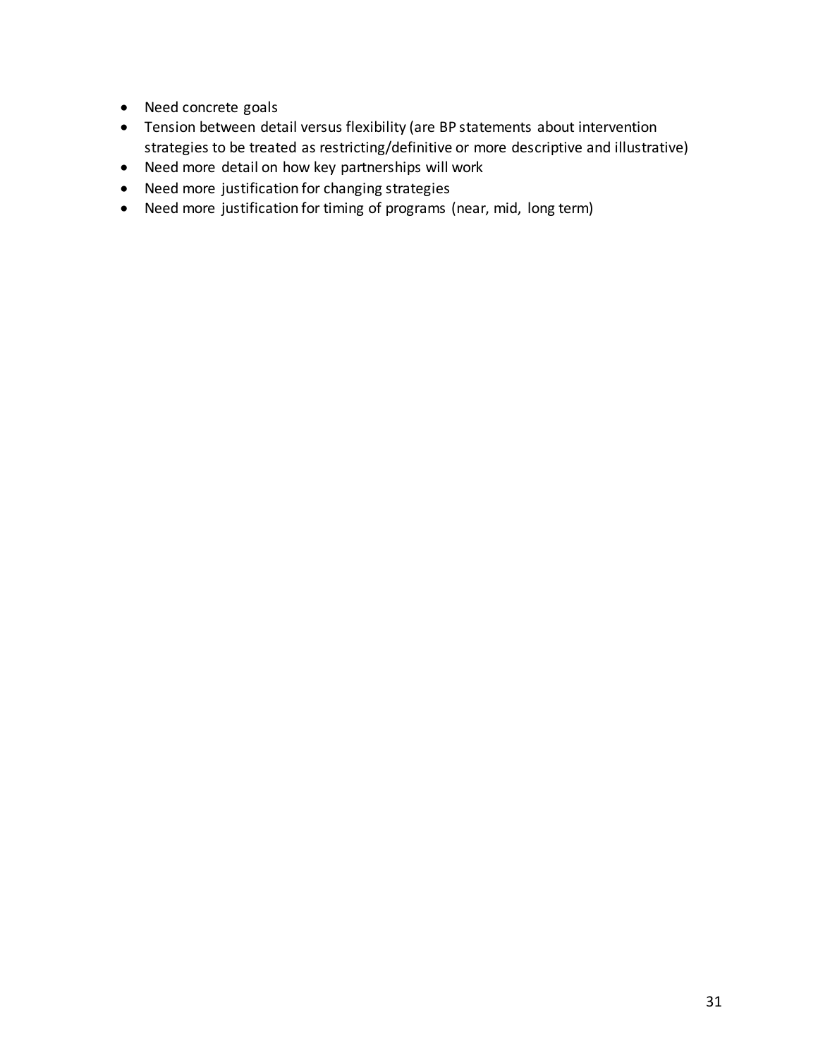- Need concrete goals
- Tension between detail versus flexibility (are BP statements about intervention strategies to be treated as restricting/definitive or more descriptive and illustrative)
- Need more detail on how key partnerships will work
- Need more justification for changing strategies
- Need more justification for timing of programs (near, mid, long term)